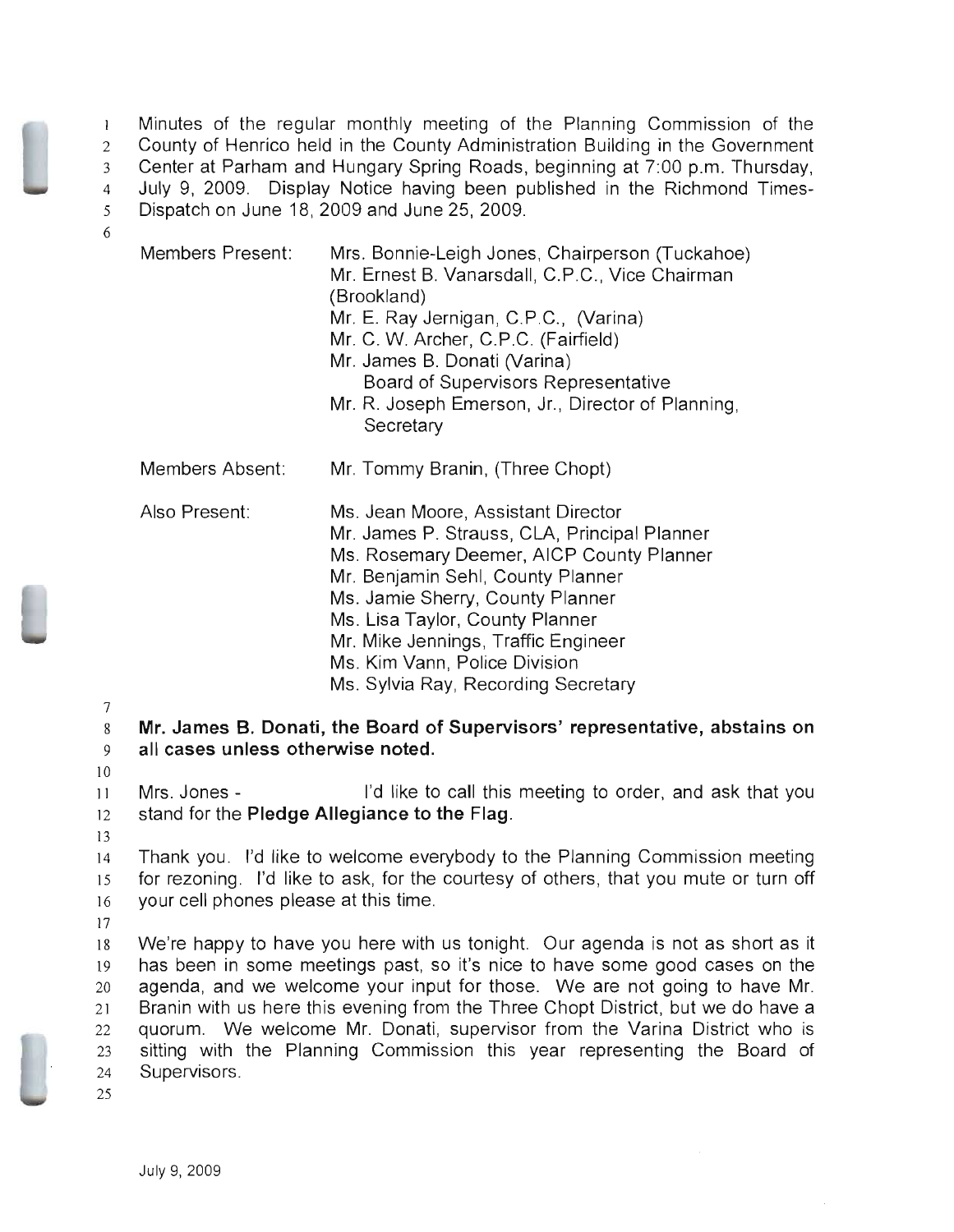Minutes of the regular monthly meeting of the Planning Commission of the County of Henrico held in the County Administration Building in the Government Center at Parham and Hungary Spring Roads, beginning at 7:00 p.m. Thursday, July 9, 2009. Display Notice having been published in the Richmond Times-Dispatch on June 18, 2009 and June 25, 2009.

| | |
|---|---|
| Members Present: | Mrs. Bonnie-Leigh Jones, Chairperson (Tuckahoe)<br>Mr. Ernest B. Vanarsdall, C.P.C., Vice Chairman (Brookland)<br>Mr. E. Ray Jernigan, C.P.C., (Varina)<br>Mr. C. W. Archer, C.P.C. (Fairfield)<br>Mr. James B. Donati (Varina)<br>Board of Supervisors Representative<br>Mr. R. Joseph Emerson, Jr., Director of Planning, Secretary |
| Members Absent: | Mr. Tommy Branin, (Three Chopt) |
| Also Present: | Ms. Jean Moore, Assistant Director<br>Mr. James P. Strauss, CLA, Principal Planner<br>Ms. Rosemary Deemer, AICP County Planner<br>Mr. Benjamin Sehl, County Planner<br>Ms. Jamie Sherry, County Planner<br>Ms. Lisa Taylor, County Planner<br>Mr. Mike Jennings, Traffic Engineer<br>Ms. Kim Vann, Police Division<br>Ms. Sylvia Ray, Recording Secretary |

**Mr. James B. Donati, the Board of Supervisors' representative, abstains on all cases unless otherwise noted.**

Mrs. Jones - I'd like to call this meeting to order, and ask that you stand for the **Pledge Allegiance to the Flag**.

Thank you. I'd like to welcome everybody to the Planning Commission meeting for rezoning. I'd like to ask, for the courtesy of others, that you mute or turn off your cell phones please at this time.

We're happy to have you here with us tonight. Our agenda is not as short as it has been in some meetings past, so it's nice to have some good cases on the agenda, and we welcome your input for those. We are not going to have Mr. Branin with us here this evening from the Three Chopt District, but we do have a quorum. We welcome Mr. Donati, supervisor from the Varina District who is sitting with the Planning Commission this year representing the Board of Supervisors.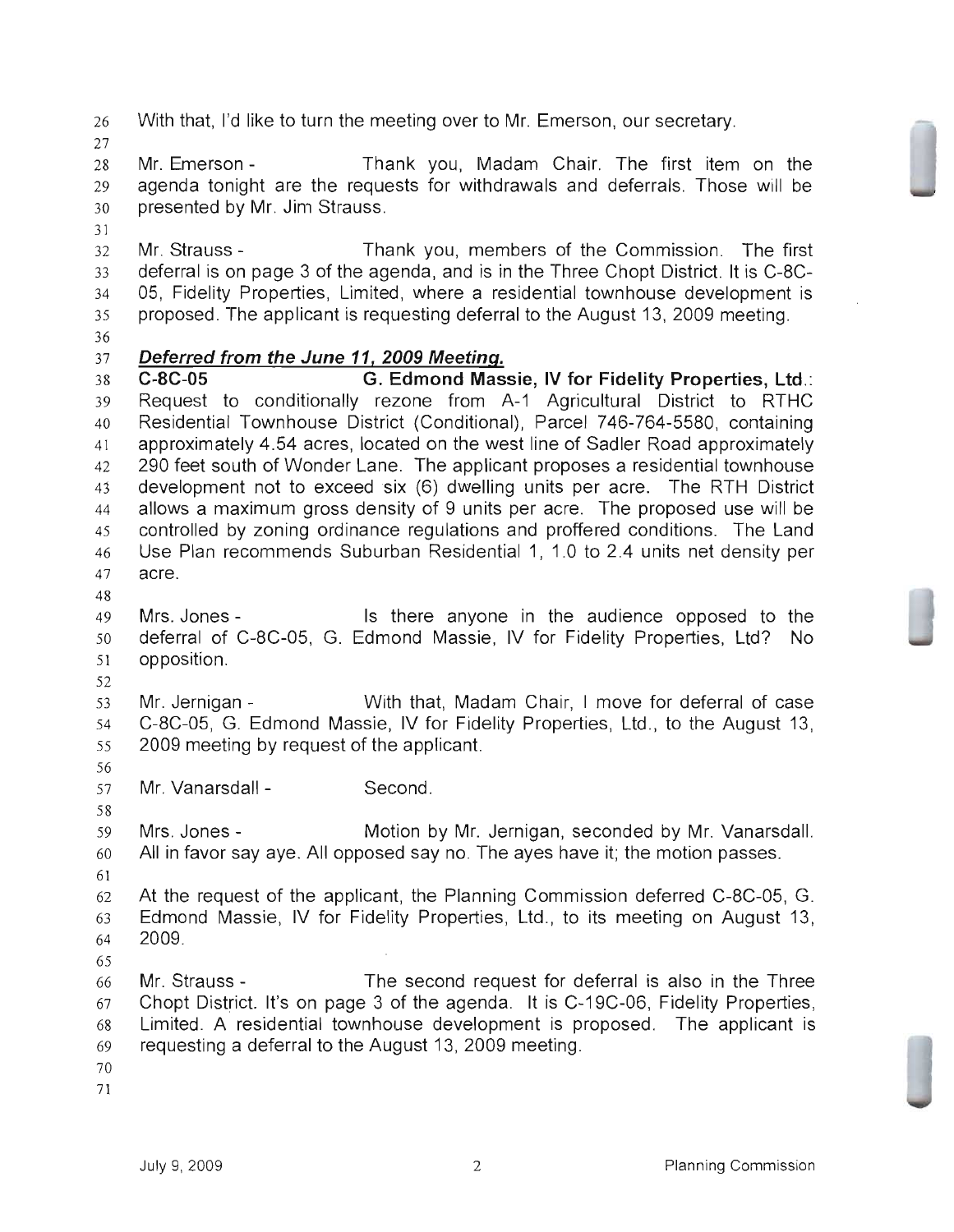With that, I'd like to turn the meeting over to Mr. Emerson, our secretary.

Mr. Emerson - Thank you, Madam Chair. The first item on the agenda tonight are the requests for withdrawals and deferrals. Those will be presented by Mr. Jim Strauss.

Mr. Strauss - Thank you, members of the Commission. The first deferral is on page 3 of the agenda, and is in the Three Chopt District. It is C-8C-05, Fidelity Properties, Limited, where a residential townhouse development is proposed. The applicant is requesting deferral to the August 13, 2009 meeting.

***Deferred from the June 11, 2009 Meeting.***

**C-8C-05 G. Edmond Massie, IV for Fidelity Properties, Ltd.**: Request to conditionally rezone from A-1 Agricultural District to RTHC Residential Townhouse District (Conditional), Parcel 746-764-5580, containing approximately 4.54 acres, located on the west line of Sadler Road approximately 290 feet south of Wonder Lane. The applicant proposes a residential townhouse development not to exceed six (6) dwelling units per acre. The RTH District allows a maximum gross density of 9 units per acre. The proposed use will be controlled by zoning ordinance regulations and proffered conditions. The Land Use Plan recommends Suburban Residential 1, 1.0 to 2.4 units net density per acre.

Mrs. Jones - Is there anyone in the audience opposed to the deferral of C-8C-05, G. Edmond Massie, IV for Fidelity Properties, Ltd? No opposition.

Mr. Jernigan - With that, Madam Chair, I move for deferral of case C-8C-05, G. Edmond Massie, IV for Fidelity Properties, Ltd., to the August 13, 2009 meeting by request of the applicant.

Mr. Vanarsdall - Second.

Mrs. Jones - Motion by Mr. Jernigan, seconded by Mr. Vanarsdall. All in favor say aye. All opposed say no. The ayes have it; the motion passes.

At the request of the applicant, the Planning Commission deferred C-8C-05, G. Edmond Massie, IV for Fidelity Properties, Ltd., to its meeting on August 13, 2009.

Mr. Strauss - The second request for deferral is also in the Three Chopt District. It's on page 3 of the agenda. It is C-19C-06, Fidelity Properties, Limited. A residential townhouse development is proposed. The applicant is requesting a deferral to the August 13, 2009 meeting.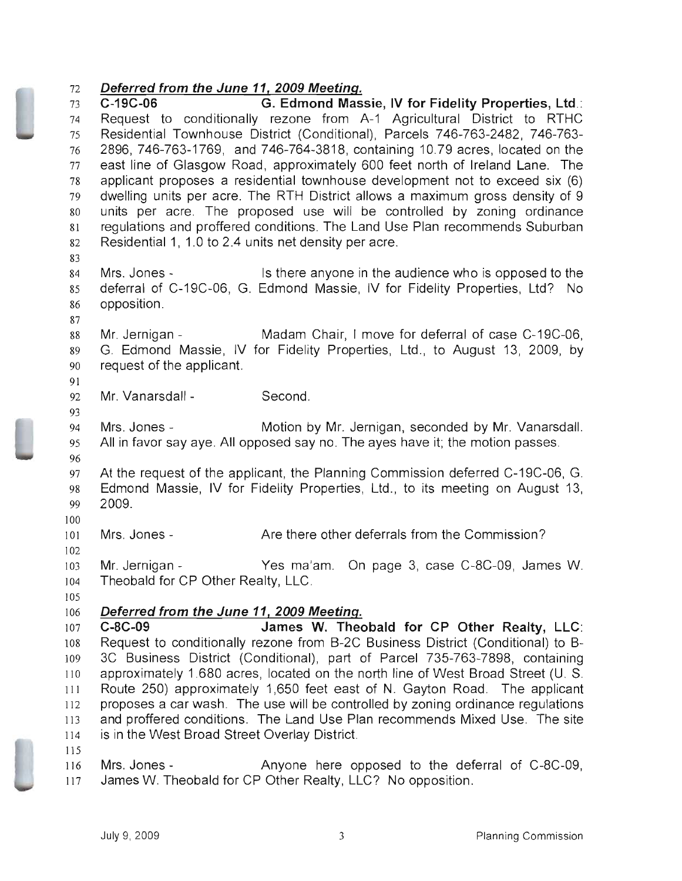***Deferred from the June 11, 2009 Meeting.***

**C-19C-06 G. Edmond Massie, IV for Fidelity Properties, Ltd.**: Request to conditionally rezone from A-1 Agricultural District to RTHC Residential Townhouse District (Conditional), Parcels 746-763-2482, 746-763-2896, 746-763-1769, and 746-764-3818, containing 10.79 acres, located on the east line of Glasgow Road, approximately 600 feet north of Ireland Lane. The applicant proposes a residential townhouse development not to exceed six (6) dwelling units per acre. The RTH District allows a maximum gross density of 9 units per acre. The proposed use will be controlled by zoning ordinance regulations and proffered conditions. The Land Use Plan recommends Suburban Residential 1, 1.0 to 2.4 units net density per acre.

Mrs. Jones - Is there anyone in the audience who is opposed to the deferral of C-19C-06, G. Edmond Massie, IV for Fidelity Properties, Ltd? No opposition.

Mr. Jernigan - Madam Chair, I move for deferral of case C-19C-06, G. Edmond Massie, IV for Fidelity Properties, Ltd., to August 13, 2009, by request of the applicant.

Mr. Vanarsdall - Second.

Mrs. Jones - Motion by Mr. Jernigan, seconded by Mr. Vanarsdall. All in favor say aye. All opposed say no. The ayes have it; the motion passes.

At the request of the applicant, the Planning Commission deferred C-19C-06, G. Edmond Massie, IV for Fidelity Properties, Ltd., to its meeting on August 13, 2009.

Mrs. Jones - Are there other deferrals from the Commission?

Mr. Jernigan - Yes ma'am. On page 3, case C-8C-09, James W. Theobald for CP Other Realty, LLC.

***Deferred from the June 11, 2009 Meeting.***

**C-8C-09 James W. Theobald for CP Other Realty, LLC**: Request to conditionally rezone from B-2C Business District (Conditional) to B-3C Business District (Conditional), part of Parcel 735-763-7898, containing approximately 1.680 acres, located on the north line of West Broad Street (U. S. Route 250) approximately 1,650 feet east of N. Gayton Road. The applicant proposes a car wash. The use will be controlled by zoning ordinance regulations and proffered conditions. The Land Use Plan recommends Mixed Use. The site is in the West Broad Street Overlay District.

Mrs. Jones - Anyone here opposed to the deferral of C-8C-09, James W. Theobald for CP Other Realty, LLC? No opposition.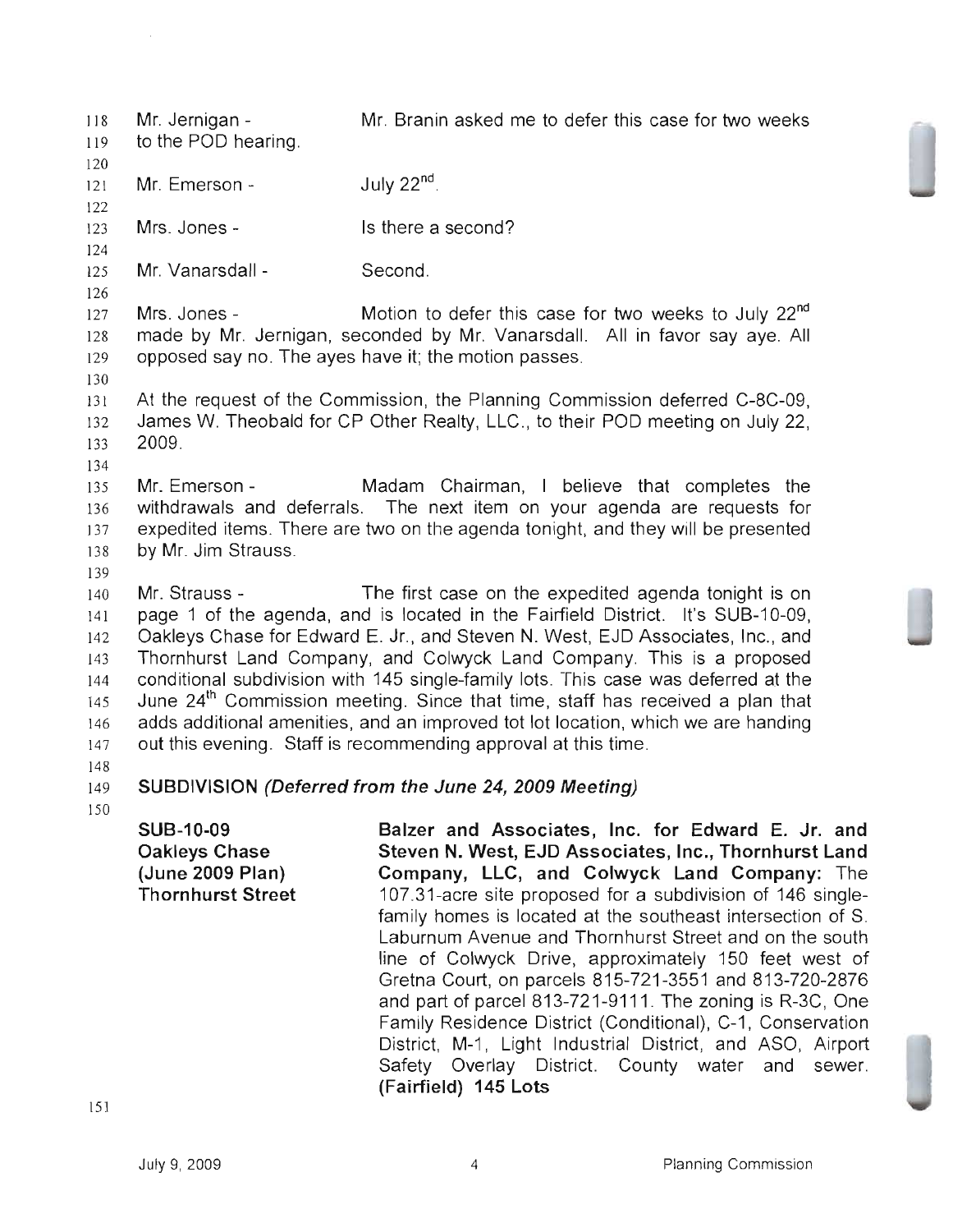Mr. Jernigan - Mr. Branin asked me to defer this case for two weeks to the POD hearing.

Mr. Emerson - July 22nd.

Mrs. Jones - Is there a second?

Mr. Vanarsdall - Second.

Mrs. Jones - Motion to defer this case for two weeks to July 22nd made by Mr. Jernigan, seconded by Mr. Vanarsdall. All in favor say aye. All opposed say no. The ayes have it; the motion passes.

At the request of the Commission, the Planning Commission deferred C-8C-09, James W. Theobald for CP Other Realty, LLC., to their POD meeting on July 22, 2009.

Mr. Emerson - Madam Chairman, I believe that completes the withdrawals and deferrals. The next item on your agenda are requests for expedited items. There are two on the agenda tonight, and they will be presented by Mr. Jim Strauss.

Mr. Strauss - The first case on the expedited agenda tonight is on page 1 of the agenda, and is located in the Fairfield District. It's SUB-10-09, Oakleys Chase for Edward E. Jr., and Steven N. West, EJD Associates, Inc., and Thornhurst Land Company, and Colwyck Land Company. This is a proposed conditional subdivision with 145 single-family lots. This case was deferred at the June 24th Commission meeting. Since that time, staff has received a plan that adds additional amenities, and an improved tot lot location, which we are handing out this evening. Staff is recommending approval at this time.

**SUBDIVISION** ***(Deferred from the June 24, 2009 Meeting)***

**SUB-10-09**
**Oakleys Chase**
**(June 2009 Plan)**
**Thornhurst Street**

**Balzer and Associates, Inc. for Edward E. Jr. and Steven N. West, EJD Associates, Inc., Thornhurst Land Company, LLC, and Colwyck Land Company:** The 107.31-acre site proposed for a subdivision of 146 single-family homes is located at the southeast intersection of S. Laburnum Avenue and Thornhurst Street and on the south line of Colwyck Drive, approximately 150 feet west of Gretna Court, on parcels 815-721-3551 and 813-720-2876 and part of parcel 813-721-9111. The zoning is R-3C, One Family Residence District (Conditional), C-1, Conservation District, M-1, Light Industrial District, and ASO, Airport Safety Overlay District. County water and sewer. **(Fairfield) 145 Lots**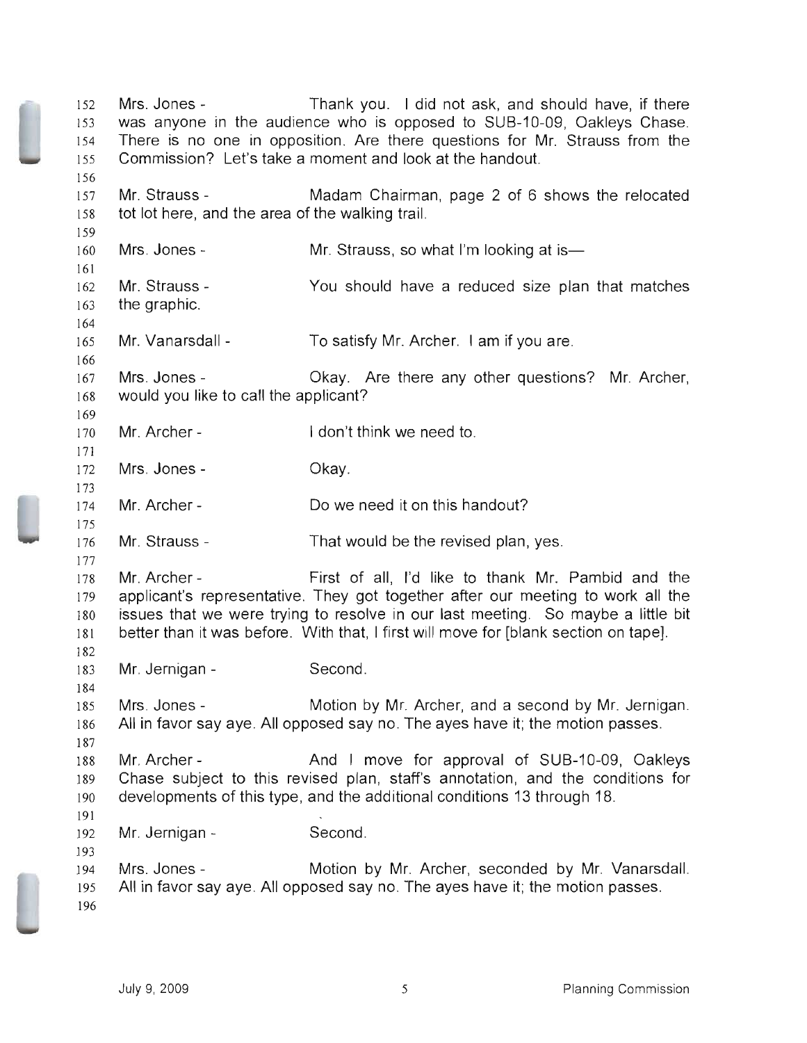Mrs. Jones - Thank you. I did not ask, and should have, if there was anyone in the audience who is opposed to SUB-10-09, Oakleys Chase. There is no one in opposition. Are there questions for Mr. Strauss from the Commission? Let's take a moment and look at the handout.

Mr. Strauss - Madam Chairman, page 2 of 6 shows the relocated tot lot here, and the area of the walking trail.

Mrs. Jones - Mr. Strauss, so what I'm looking at is—

Mr. Strauss - You should have a reduced size plan that matches the graphic.

Mr. Vanarsdall - To satisfy Mr. Archer. I am if you are.

Mrs. Jones - Okay. Are there any other questions? Mr. Archer, would you like to call the applicant?

Mr. Archer - I don't think we need to.

Mrs. Jones - Okay.

Mr. Archer - Do we need it on this handout?

Mr. Strauss - That would be the revised plan, yes.

Mr. Archer - First of all, I'd like to thank Mr. Pambid and the applicant's representative. They got together after our meeting to work all the issues that we were trying to resolve in our last meeting. So maybe a little bit better than it was before. With that, I first will move for [blank section on tape].

Mr. Jernigan - Second.

Mrs. Jones - Motion by Mr. Archer, and a second by Mr. Jernigan. All in favor say aye. All opposed say no. The ayes have it; the motion passes.

Mr. Archer - And I move for approval of SUB-10-09, Oakleys Chase subject to this revised plan, staff's annotation, and the conditions for developments of this type, and the additional conditions 13 through 18.

Mr. Jernigan - Second.

Mrs. Jones - Motion by Mr. Archer, seconded by Mr. Vanarsdall. All in favor say aye. All opposed say no. The ayes have it; the motion passes.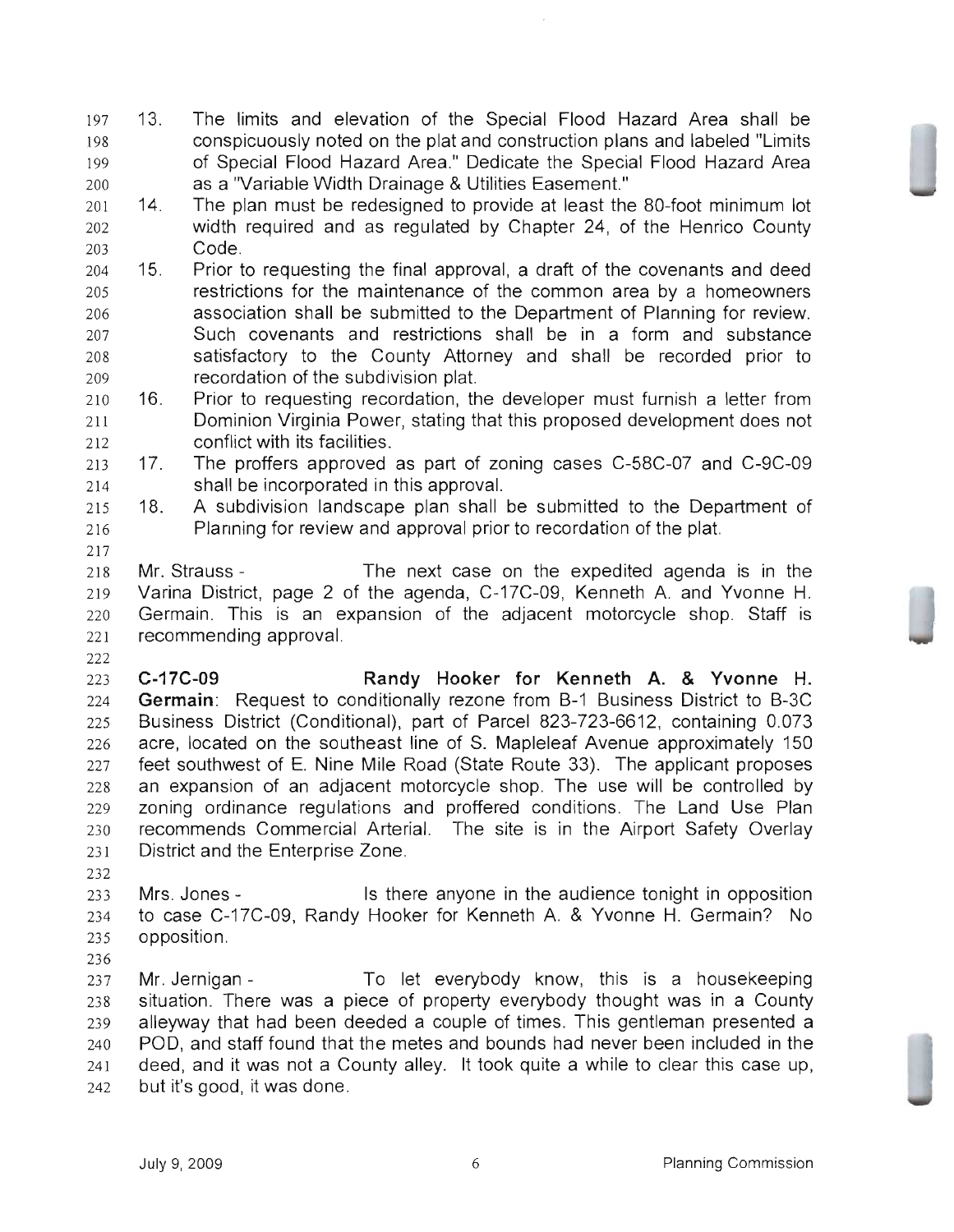13. The limits and elevation of the Special Flood Hazard Area shall be conspicuously noted on the plat and construction plans and labeled "Limits of Special Flood Hazard Area." Dedicate the Special Flood Hazard Area as a "Variable Width Drainage & Utilities Easement."
14. The plan must be redesigned to provide at least the 80-foot minimum lot width required and as regulated by Chapter 24, of the Henrico County Code.
15. Prior to requesting the final approval, a draft of the covenants and deed restrictions for the maintenance of the common area by a homeowners association shall be submitted to the Department of Planning for review. Such covenants and restrictions shall be in a form and substance satisfactory to the County Attorney and shall be recorded prior to recordation of the subdivision plat.
16. Prior to requesting recordation, the developer must furnish a letter from Dominion Virginia Power, stating that this proposed development does not conflict with its facilities.
17. The proffers approved as part of zoning cases C-58C-07 and C-9C-09 shall be incorporated in this approval.
18. A subdivision landscape plan shall be submitted to the Department of Planning for review and approval prior to recordation of the plat.

Mr. Strauss - The next case on the expedited agenda is in the Varina District, page 2 of the agenda, C-17C-09, Kenneth A. and Yvonne H. Germain. This is an expansion of the adjacent motorcycle shop. Staff is recommending approval.

**C-17C-09 Randy Hooker for Kenneth A. & Yvonne H. Germain**: Request to conditionally rezone from B-1 Business District to B-3C Business District (Conditional), part of Parcel 823-723-6612, containing 0.073 acre, located on the southeast line of S. Mapleleaf Avenue approximately 150 feet southwest of E. Nine Mile Road (State Route 33). The applicant proposes an expansion of an adjacent motorcycle shop. The use will be controlled by zoning ordinance regulations and proffered conditions. The Land Use Plan recommends Commercial Arterial. The site is in the Airport Safety Overlay District and the Enterprise Zone.

Mrs. Jones - Is there anyone in the audience tonight in opposition to case C-17C-09, Randy Hooker for Kenneth A. & Yvonne H. Germain? No opposition.

Mr. Jernigan - To let everybody know, this is a housekeeping situation. There was a piece of property everybody thought was in a County alleyway that had been deeded a couple of times. This gentleman presented a POD, and staff found that the metes and bounds had never been included in the deed, and it was not a County alley. It took quite a while to clear this case up, but it's good, it was done.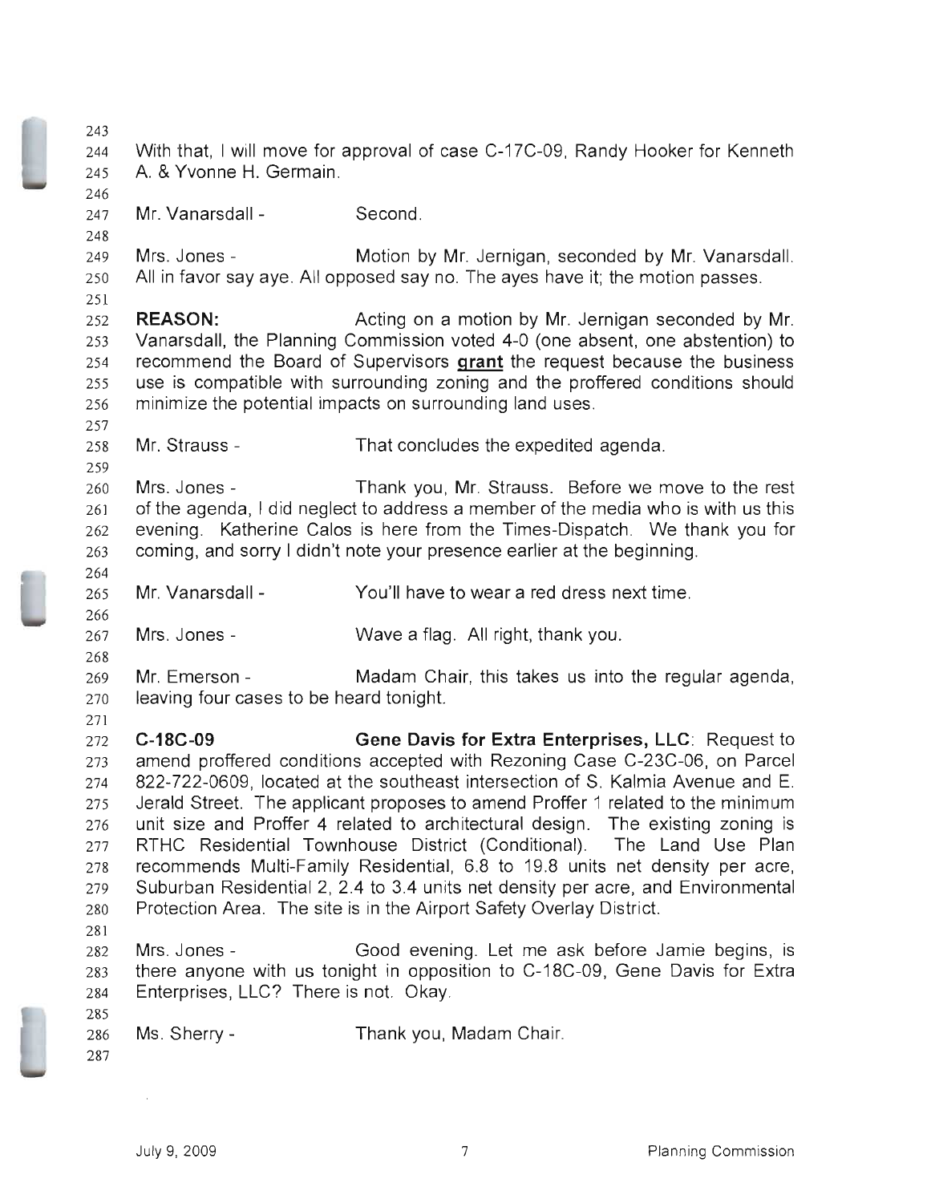With that, I will move for approval of case C-17C-09, Randy Hooker for Kenneth A. & Yvonne H. Germain.

Mr. Vanarsdall - Second.

Mrs. Jones - Motion by Mr. Jernigan, seconded by Mr. Vanarsdall. All in favor say aye. All opposed say no. The ayes have it; the motion passes.

**REASON:** Acting on a motion by Mr. Jernigan seconded by Mr. Vanarsdall, the Planning Commission voted 4-0 (one absent, one abstention) to recommend the Board of Supervisors **grant** the request because the business use is compatible with surrounding zoning and the proffered conditions should minimize the potential impacts on surrounding land uses.

Mr. Strauss - That concludes the expedited agenda.

Mrs. Jones - Thank you, Mr. Strauss. Before we move to the rest of the agenda, I did neglect to address a member of the media who is with us this evening. Katherine Calos is here from the Times-Dispatch. We thank you for coming, and sorry I didn't note your presence earlier at the beginning.

Mr. Vanarsdall - You'll have to wear a red dress next time.

Mrs. Jones - Wave a flag. All right, thank you.

Mr. Emerson - Madam Chair, this takes us into the regular agenda, leaving four cases to be heard tonight.

**C-18C-09** **Gene Davis for Extra Enterprises, LLC**: Request to amend proffered conditions accepted with Rezoning Case C-23C-06, on Parcel 822-722-0609, located at the southeast intersection of S. Kalmia Avenue and E. Jerald Street. The applicant proposes to amend Proffer 1 related to the minimum unit size and Proffer 4 related to architectural design. The existing zoning is RTHC Residential Townhouse District (Conditional). The Land Use Plan recommends Multi-Family Residential, 6.8 to 19.8 units net density per acre, Suburban Residential 2, 2.4 to 3.4 units net density per acre, and Environmental Protection Area. The site is in the Airport Safety Overlay District.

Mrs. Jones - Good evening. Let me ask before Jamie begins, is there anyone with us tonight in opposition to C-18C-09, Gene Davis for Extra Enterprises, LLC? There is not. Okay.

Ms. Sherry - Thank you, Madam Chair.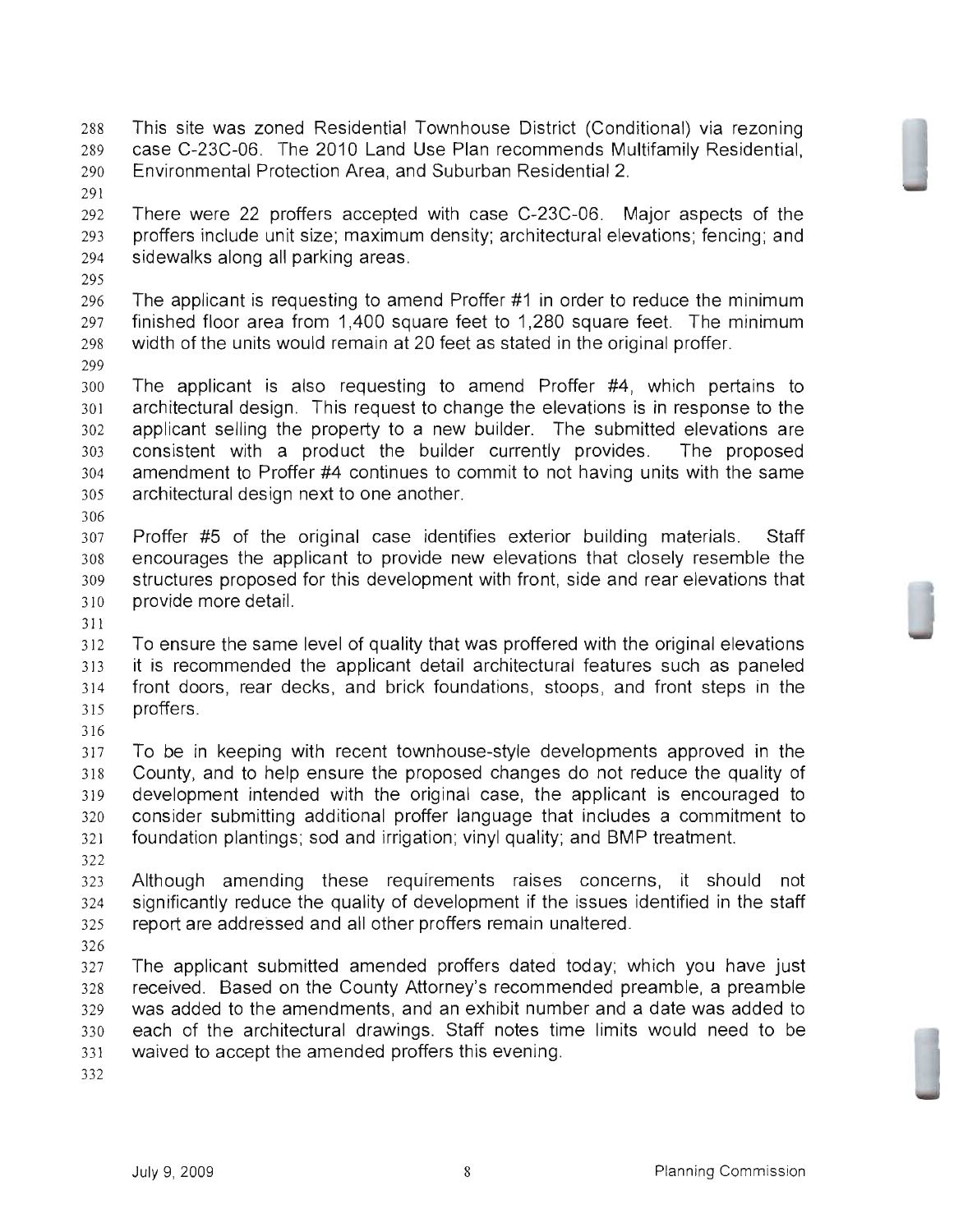This site was zoned Residential Townhouse District (Conditional) via rezoning case C-23C-06. The 2010 Land Use Plan recommends Multifamily Residential, Environmental Protection Area, and Suburban Residential 2.

There were 22 proffers accepted with case C-23C-06. Major aspects of the proffers include unit size; maximum density; architectural elevations; fencing; and sidewalks along all parking areas.

The applicant is requesting to amend Proffer #1 in order to reduce the minimum finished floor area from 1,400 square feet to 1,280 square feet. The minimum width of the units would remain at 20 feet as stated in the original proffer.

The applicant is also requesting to amend Proffer #4, which pertains to architectural design. This request to change the elevations is in response to the applicant selling the property to a new builder. The submitted elevations are consistent with a product the builder currently provides. The proposed amendment to Proffer #4 continues to commit to not having units with the same architectural design next to one another.

Proffer #5 of the original case identifies exterior building materials. Staff encourages the applicant to provide new elevations that closely resemble the structures proposed for this development with front, side and rear elevations that provide more detail.

To ensure the same level of quality that was proffered with the original elevations it is recommended the applicant detail architectural features such as paneled front doors, rear decks, and brick foundations, stoops, and front steps in the proffers.

To be in keeping with recent townhouse-style developments approved in the County, and to help ensure the proposed changes do not reduce the quality of development intended with the original case, the applicant is encouraged to consider submitting additional proffer language that includes a commitment to foundation plantings; sod and irrigation; vinyl quality; and BMP treatment.

Although amending these requirements raises concerns, it should not significantly reduce the quality of development if the issues identified in the staff report are addressed and all other proffers remain unaltered.

The applicant submitted amended proffers dated today; which you have just received. Based on the County Attorney's recommended preamble, a preamble was added to the amendments, and an exhibit number and a date was added to each of the architectural drawings. Staff notes time limits would need to be waived to accept the amended proffers this evening.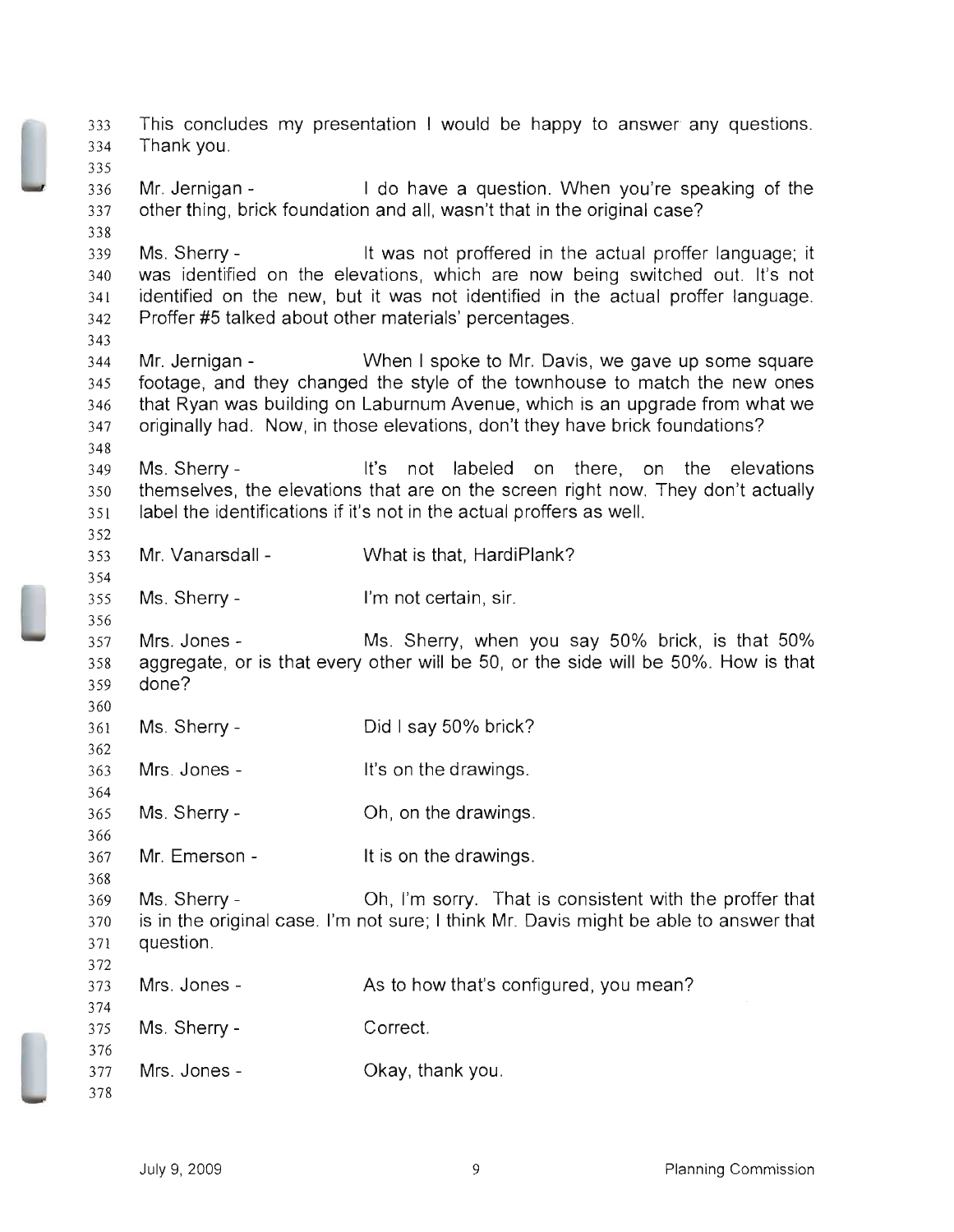This concludes my presentation I would be happy to answer any questions. Thank you.

Mr. Jernigan - I do have a question. When you're speaking of the other thing, brick foundation and all, wasn't that in the original case?

Ms. Sherry - It was not proffered in the actual proffer language; it was identified on the elevations, which are now being switched out. It's not identified on the new, but it was not identified in the actual proffer language. Proffer #5 talked about other materials' percentages.

Mr. Jernigan - When I spoke to Mr. Davis, we gave up some square footage, and they changed the style of the townhouse to match the new ones that Ryan was building on Laburnum Avenue, which is an upgrade from what we originally had. Now, in those elevations, don't they have brick foundations?

Ms. Sherry - It's not labeled on there, on the elevations themselves, the elevations that are on the screen right now. They don't actually label the identifications if it's not in the actual proffers as well.

Mr. Vanarsdall - What is that, HardiPlank?

Ms. Sherry - I'm not certain, sir.

Mrs. Jones - Ms. Sherry, when you say 50% brick, is that 50% aggregate, or is that every other will be 50, or the side will be 50%. How is that done?

Ms. Sherry - Did I say 50% brick?

Mrs. Jones - It's on the drawings.

Ms. Sherry - Oh, on the drawings.

Mr. Emerson - It is on the drawings.

Ms. Sherry - Oh, I'm sorry. That is consistent with the proffer that is in the original case. I'm not sure; I think Mr. Davis might be able to answer that question.

Mrs. Jones - As to how that's configured, you mean?

Ms. Sherry - Correct.

Mrs. Jones - Okay, thank you.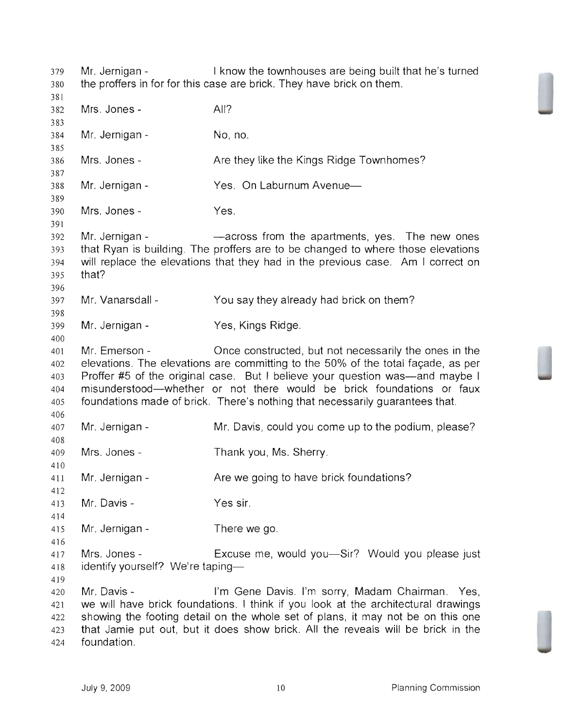Mr. Jernigan - I know the townhouses are being built that he's turned the proffers in for for this case are brick. They have brick on them.

Mrs. Jones - All?

Mr. Jernigan - No, no.

Mrs. Jones - Are they like the Kings Ridge Townhomes?

Mr. Jernigan - Yes. On Laburnum Avenue—

Mrs. Jones - Yes.

Mr. Jernigan - —across from the apartments, yes. The new ones that Ryan is building. The proffers are to be changed to where those elevations will replace the elevations that they had in the previous case. Am I correct on that?

Mr. Vanarsdall - You say they already had brick on them?

Mr. Jernigan - Yes, Kings Ridge.

Mr. Emerson - Once constructed, but not necessarily the ones in the elevations. The elevations are committing to the 50% of the total façade, as per Proffer #5 of the original case. But I believe your question was—and maybe I misunderstood—whether or not there would be brick foundations or faux foundations made of brick. There's nothing that necessarily guarantees that.

Mr. Jernigan - Mr. Davis, could you come up to the podium, please?

Mrs. Jones - Thank you, Ms. Sherry.

Mr. Jernigan - Are we going to have brick foundations?

Mr. Davis - Yes sir.

Mr. Jernigan - There we go.

Mrs. Jones - Excuse me, would you—Sir? Would you please just identify yourself? We're taping—

Mr. Davis - I'm Gene Davis. I'm sorry, Madam Chairman. Yes, we will have brick foundations. I think if you look at the architectural drawings showing the footing detail on the whole set of plans, it may not be on this one that Jamie put out, but it does show brick. All the reveals will be brick in the foundation.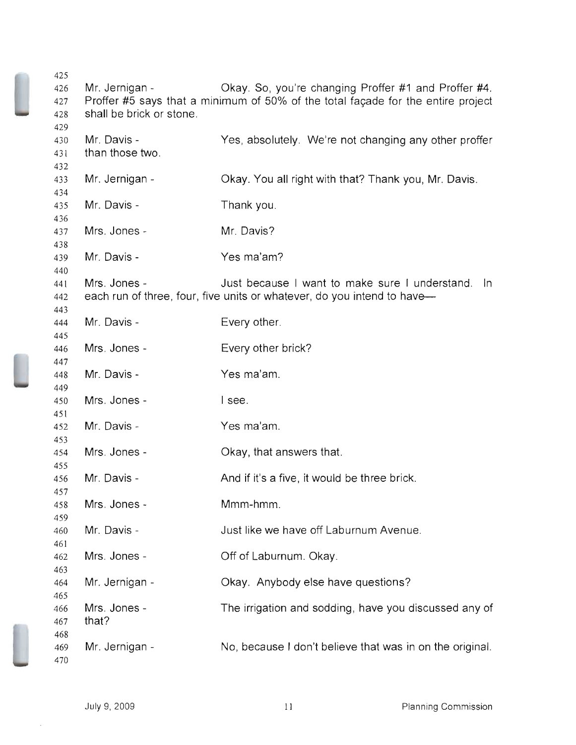Mr. Jernigan - Okay. So, you're changing Proffer #1 and Proffer #4. Proffer #5 says that a minimum of 50% of the total façade for the entire project shall be brick or stone.

Mr. Davis - Yes, absolutely. We're not changing any other proffer than those two.

Mr. Jernigan - Okay. You all right with that? Thank you, Mr. Davis.

Mr. Davis - Thank you.

Mrs. Jones - Mr. Davis?

Mr. Davis - Yes ma'am?

Mrs. Jones - Just because I want to make sure I understand. In each run of three, four, five units or whatever, do you intend to have—

Mr. Davis - Every other.

Mrs. Jones - Every other brick?

Mr. Davis - Yes ma'am.

Mrs. Jones - I see.

Mr. Davis - Yes ma'am.

Mrs. Jones - Okay, that answers that.

Mr. Davis - And if it's a five, it would be three brick.

Mrs. Jones - Mmm-hmm.

Mr. Davis - Just like we have off Laburnum Avenue.

Mrs. Jones - Off of Laburnum. Okay.

Mr. Jernigan - Okay. Anybody else have questions?

Mrs. Jones - The irrigation and sodding, have you discussed any of that?

Mr. Jernigan - No, because I don't believe that was in on the original.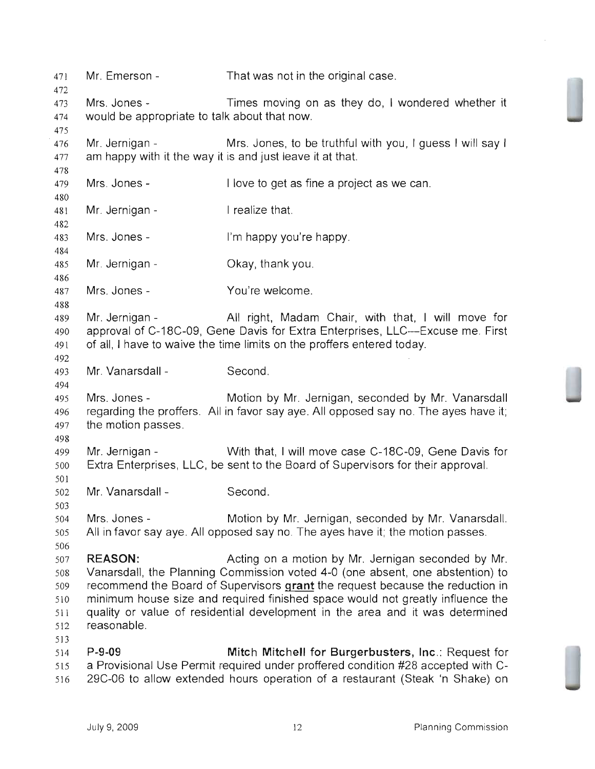Mr. Emerson - That was not in the original case.

Mrs. Jones - Times moving on as they do, I wondered whether it would be appropriate to talk about that now.

Mr. Jernigan - Mrs. Jones, to be truthful with you, I guess I will say I am happy with it the way it is and just leave it at that.

Mrs. Jones - I love to get as fine a project as we can.

Mr. Jernigan - I realize that.

Mrs. Jones - I'm happy you're happy.

Mr. Jernigan - Okay, thank you.

Mrs. Jones - You're welcome.

Mr. Jernigan - All right, Madam Chair, with that, I will move for approval of C-18C-09, Gene Davis for Extra Enterprises, LLC—Excuse me. First of all, I have to waive the time limits on the proffers entered today.

Mr. Vanarsdall - Second.

Mrs. Jones - Motion by Mr. Jernigan, seconded by Mr. Vanarsdall regarding the proffers. All in favor say aye. All opposed say no. The ayes have it; the motion passes.

Mr. Jernigan - With that, I will move case C-18C-09, Gene Davis for Extra Enterprises, LLC, be sent to the Board of Supervisors for their approval.

Mr. Vanarsdall - Second.

Mrs. Jones - Motion by Mr. Jernigan, seconded by Mr. Vanarsdall. All in favor say aye. All opposed say no. The ayes have it; the motion passes.

**REASON:** Acting on a motion by Mr. Jernigan seconded by Mr. Vanarsdall, the Planning Commission voted 4-0 (one absent, one abstention) to recommend the Board of Supervisors **grant** the request because the reduction in minimum house size and required finished space would not greatly influence the quality or value of residential development in the area and it was determined reasonable.

**P-9-09** **Mitch Mitchell for Burgerbusters, Inc.**: Request for a Provisional Use Permit required under proffered condition #28 accepted with C-29C-06 to allow extended hours operation of a restaurant (Steak 'n Shake) on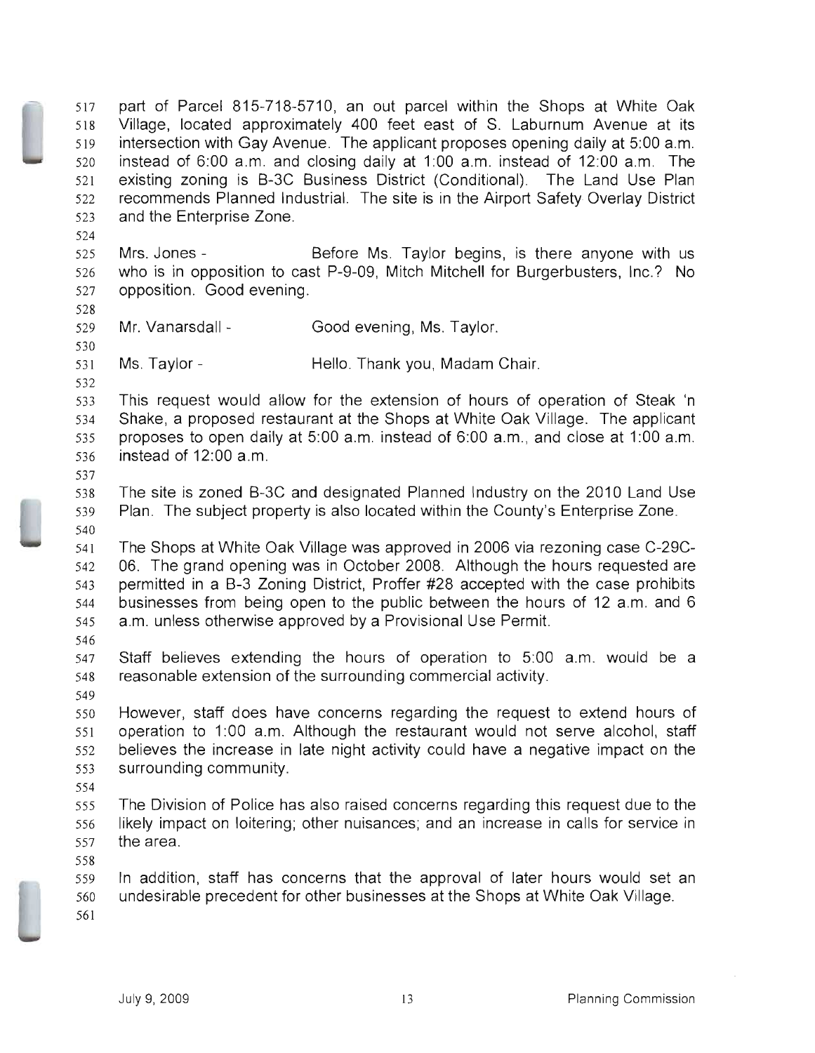part of Parcel 815-718-5710, an out parcel within the Shops at White Oak Village, located approximately 400 feet east of S. Laburnum Avenue at its intersection with Gay Avenue. The applicant proposes opening daily at 5:00 a.m. instead of 6:00 a.m. and closing daily at 1:00 a.m. instead of 12:00 a.m. The existing zoning is B-3C Business District (Conditional). The Land Use Plan recommends Planned Industrial. The site is in the Airport Safety Overlay District and the Enterprise Zone.

Mrs. Jones - Before Ms. Taylor begins, is there anyone with us who is in opposition to cast P-9-09, Mitch Mitchell for Burgerbusters, Inc.? No opposition. Good evening.

Mr. Vanarsdall - Good evening, Ms. Taylor.

Ms. Taylor - Hello. Thank you, Madam Chair.

This request would allow for the extension of hours of operation of Steak 'n Shake, a proposed restaurant at the Shops at White Oak Village. The applicant proposes to open daily at 5:00 a.m. instead of 6:00 a.m., and close at 1:00 a.m. instead of 12:00 a.m.

The site is zoned B-3C and designated Planned Industry on the 2010 Land Use Plan. The subject property is also located within the County's Enterprise Zone.

The Shops at White Oak Village was approved in 2006 via rezoning case C-29C-06. The grand opening was in October 2008. Although the hours requested are permitted in a B-3 Zoning District, Proffer #28 accepted with the case prohibits businesses from being open to the public between the hours of 12 a.m. and 6 a.m. unless otherwise approved by a Provisional Use Permit.

Staff believes extending the hours of operation to 5:00 a.m. would be a reasonable extension of the surrounding commercial activity.

However, staff does have concerns regarding the request to extend hours of operation to 1:00 a.m. Although the restaurant would not serve alcohol, staff believes the increase in late night activity could have a negative impact on the surrounding community.

The Division of Police has also raised concerns regarding this request due to the likely impact on loitering; other nuisances; and an increase in calls for service in the area.

In addition, staff has concerns that the approval of later hours would set an undesirable precedent for other businesses at the Shops at White Oak Village.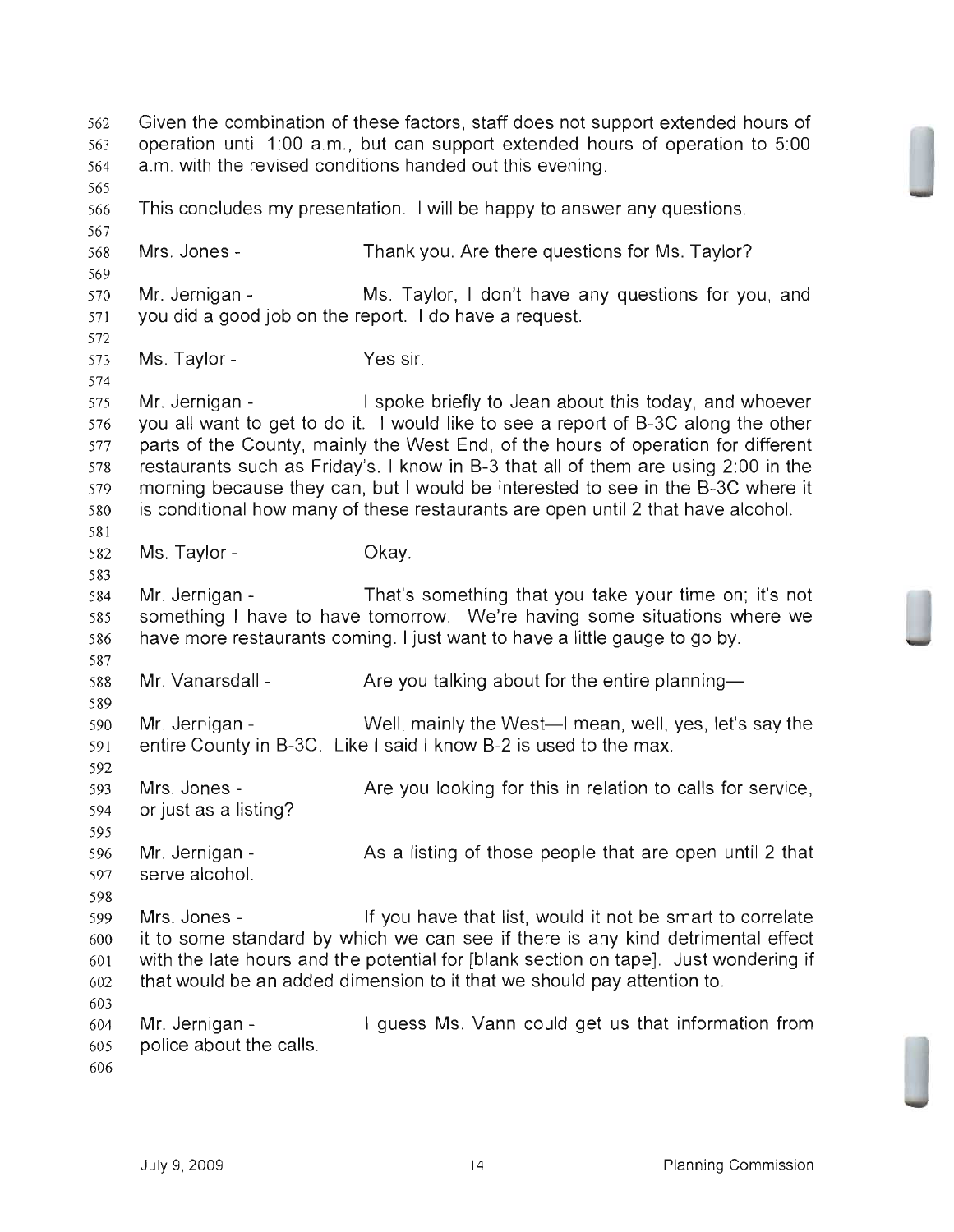Given the combination of these factors, staff does not support extended hours of operation until 1:00 a.m., but can support extended hours of operation to 5:00 a.m. with the revised conditions handed out this evening.

This concludes my presentation. I will be happy to answer any questions.

Mrs. Jones - Thank you. Are there questions for Ms. Taylor?

Mr. Jernigan - Ms. Taylor, I don't have any questions for you, and you did a good job on the report. I do have a request.

Ms. Taylor - Yes sir.

Mr. Jernigan - I spoke briefly to Jean about this today, and whoever you all want to get to do it. I would like to see a report of B-3C along the other parts of the County, mainly the West End, of the hours of operation for different restaurants such as Friday's. I know in B-3 that all of them are using 2:00 in the morning because they can, but I would be interested to see in the B-3C where it is conditional how many of these restaurants are open until 2 that have alcohol.

Ms. Taylor - Okay.

Mr. Jernigan - That's something that you take your time on; it's not something I have to have tomorrow. We're having some situations where we have more restaurants coming. I just want to have a little gauge to go by.

Mr. Vanarsdall - Are you talking about for the entire planning—

Mr. Jernigan - Well, mainly the West—I mean, well, yes, let's say the entire County in B-3C. Like I said I know B-2 is used to the max.

Mrs. Jones - Are you looking for this in relation to calls for service, or just as a listing?

Mr. Jernigan - As a listing of those people that are open until 2 that serve alcohol.

Mrs. Jones - If you have that list, would it not be smart to correlate it to some standard by which we can see if there is any kind detrimental effect with the late hours and the potential for [blank section on tape]. Just wondering if that would be an added dimension to it that we should pay attention to.

Mr. Jernigan - I guess Ms. Vann could get us that information from police about the calls.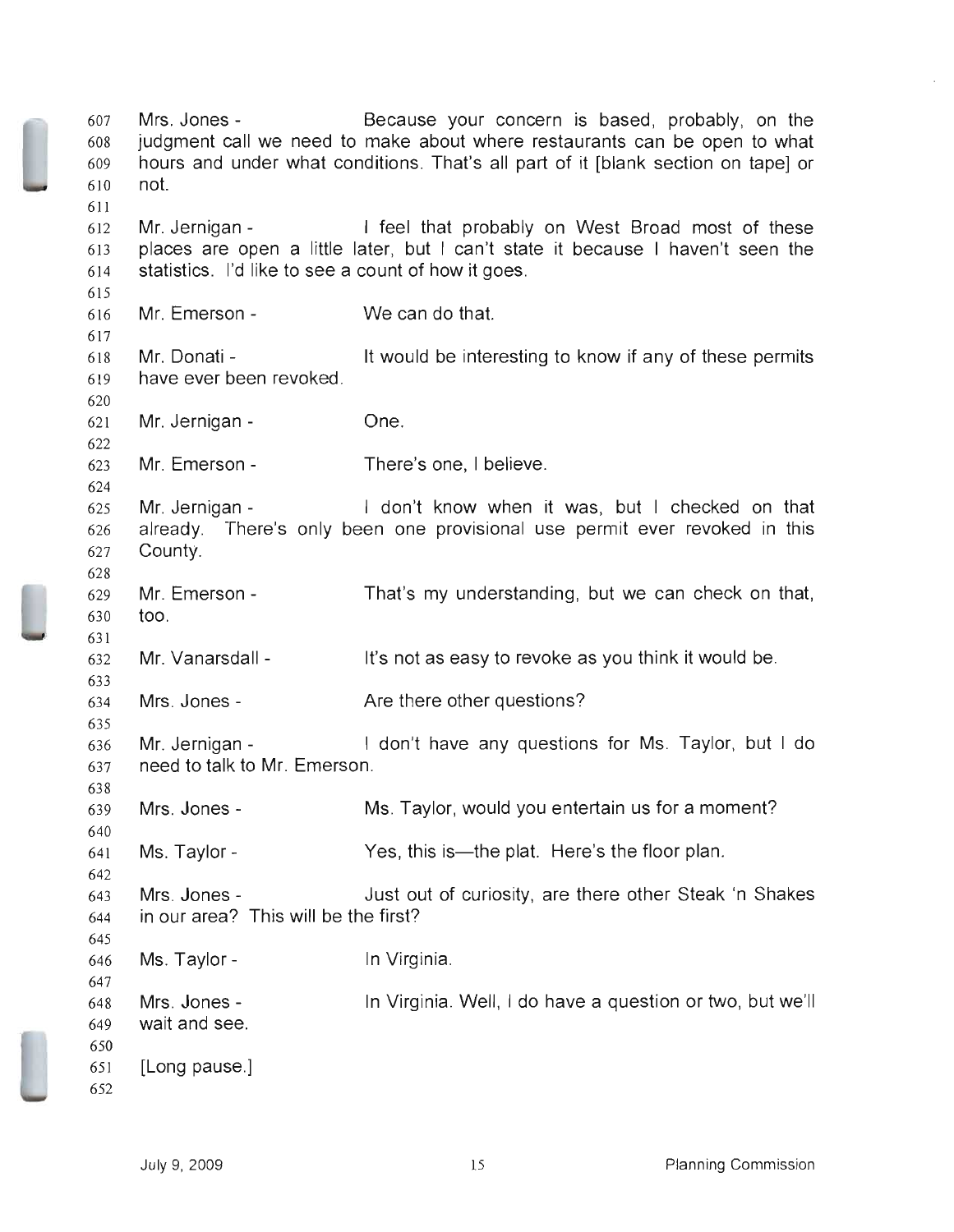607 Mrs. Jones - Because your concern is based, probably, on the
608 judgment call we need to make about where restaurants can be open to what
609 hours and under what conditions. That's all part of it [blank section on tape] or
610 not.

612 Mr. Jernigan - I feel that probably on West Broad most of these
613 places are open a little later, but I can't state it because I haven't seen the
614 statistics. I'd like to see a count of how it goes.

616 Mr. Emerson - We can do that.

618 Mr. Donati - It would be interesting to know if any of these permits
619 have ever been revoked.

621 Mr. Jernigan - One.

623 Mr. Emerson - There's one, I believe.

625 Mr. Jernigan - I don't know when it was, but I checked on that
626 already. There's only been one provisional use permit ever revoked in this
627 County.

629 Mr. Emerson - That's my understanding, but we can check on that,
630 too.

632 Mr. Vanarsdall - It's not as easy to revoke as you think it would be.

634 Mrs. Jones - Are there other questions?

636 Mr. Jernigan - I don't have any questions for Ms. Taylor, but I do
637 need to talk to Mr. Emerson.

639 Mrs. Jones - Ms. Taylor, would you entertain us for a moment?

641 Ms. Taylor - Yes, this is—the plat. Here's the floor plan.

643 Mrs. Jones - Just out of curiosity, are there other Steak 'n Shakes
644 in our area? This will be the first?

646 Ms. Taylor - In Virginia.

648 Mrs. Jones - In Virginia. Well, I do have a question or two, but we'll
649 wait and see.

651 [Long pause.]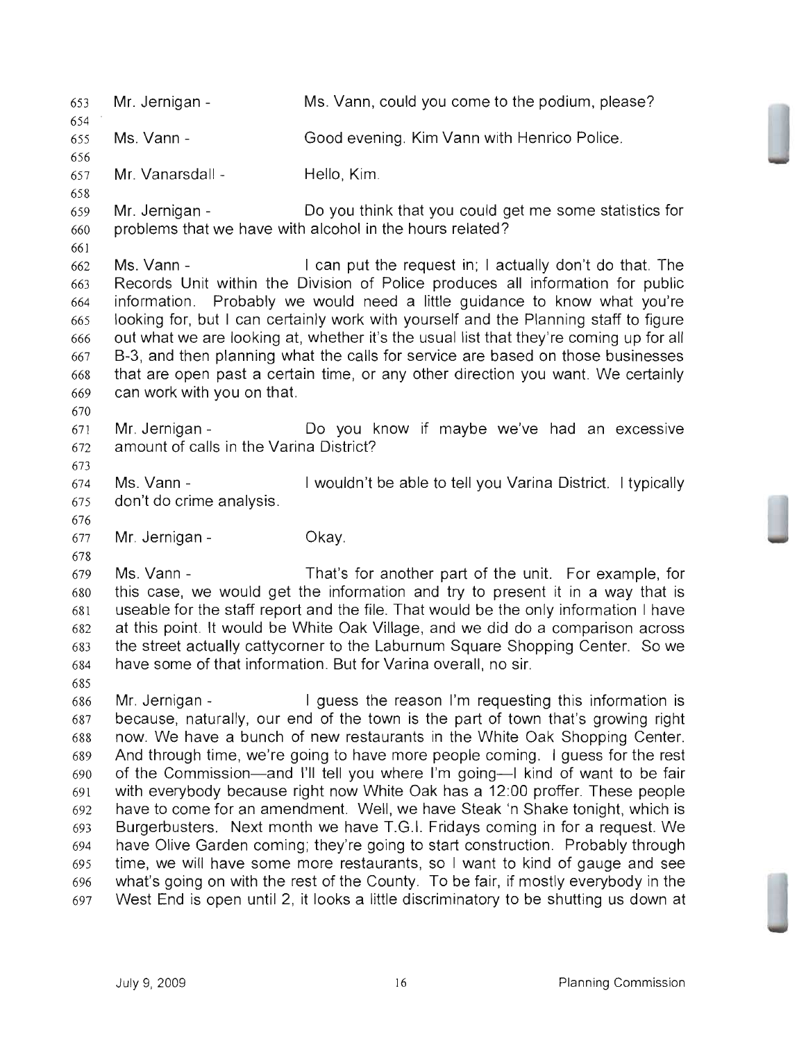Mr. Jernigan - Ms. Vann, could you come to the podium, please?

Ms. Vann - Good evening. Kim Vann with Henrico Police.

Mr. Vanarsdall - Hello, Kim.

Mr. Jernigan - Do you think that you could get me some statistics for problems that we have with alcohol in the hours related?

Ms. Vann - I can put the request in; I actually don't do that. The Records Unit within the Division of Police produces all information for public information. Probably we would need a little guidance to know what you're looking for, but I can certainly work with yourself and the Planning staff to figure out what we are looking at, whether it's the usual list that they're coming up for all B-3, and then planning what the calls for service are based on those businesses that are open past a certain time, or any other direction you want. We certainly can work with you on that.

Mr. Jernigan - Do you know if maybe we've had an excessive amount of calls in the Varina District?

Ms. Vann - I wouldn't be able to tell you Varina District. I typically don't do crime analysis.

Mr. Jernigan - Okay.

Ms. Vann - That's for another part of the unit. For example, for this case, we would get the information and try to present it in a way that is useable for the staff report and the file. That would be the only information I have at this point. It would be White Oak Village, and we did do a comparison across the street actually cattycorner to the Laburnum Square Shopping Center. So we have some of that information. But for Varina overall, no sir.

Mr. Jernigan - I guess the reason I'm requesting this information is because, naturally, our end of the town is the part of town that's growing right now. We have a bunch of new restaurants in the White Oak Shopping Center. And through time, we're going to have more people coming. I guess for the rest of the Commission—and I'll tell you where I'm going—I kind of want to be fair with everybody because right now White Oak has a 12:00 proffer. These people have to come for an amendment. Well, we have Steak 'n Shake tonight, which is Burgerbusters. Next month we have T.G.I. Fridays coming in for a request. We have Olive Garden coming; they're going to start construction. Probably through time, we will have some more restaurants, so I want to kind of gauge and see what's going on with the rest of the County. To be fair, if mostly everybody in the West End is open until 2, it looks a little discriminatory to be shutting us down at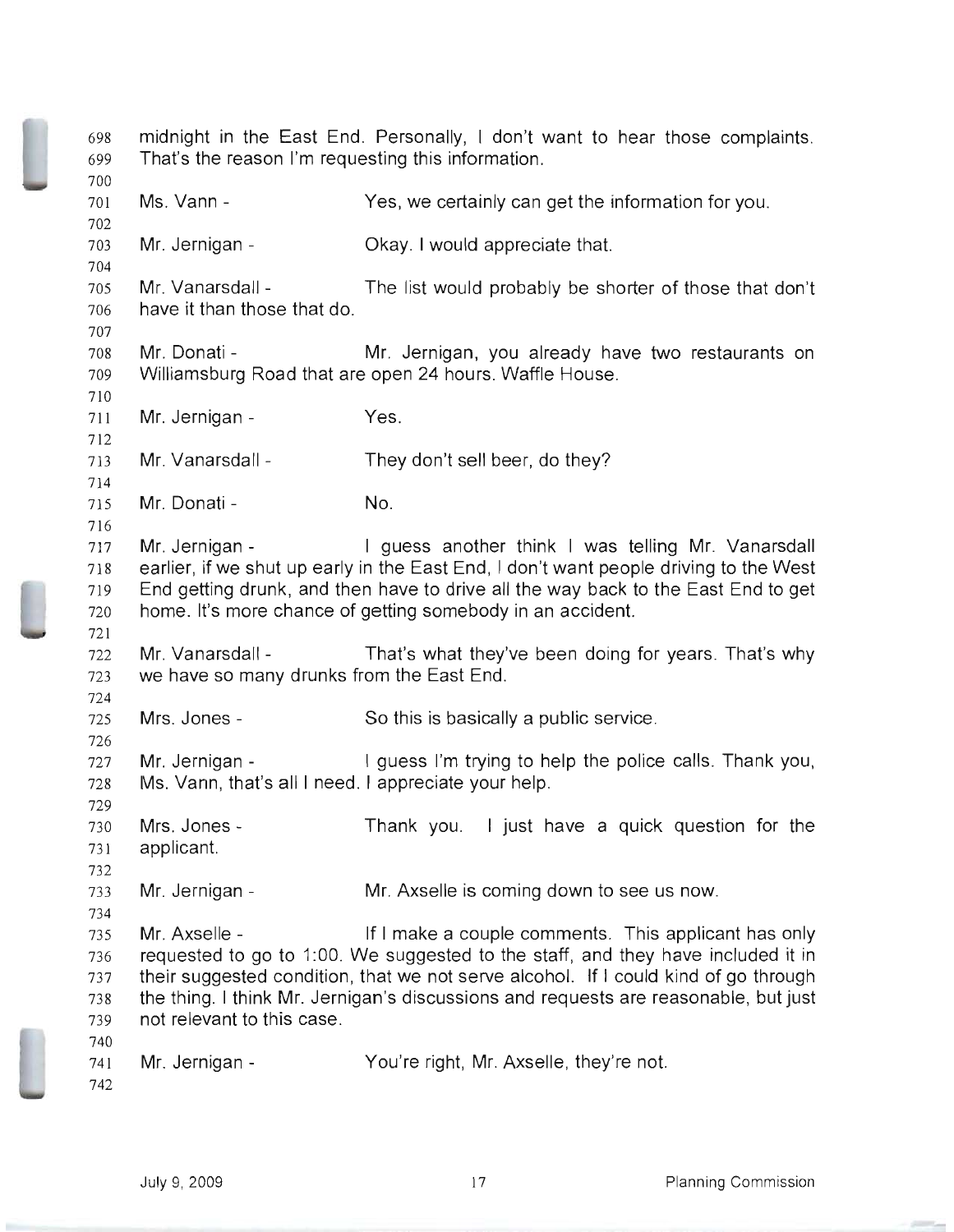midnight in the East End. Personally, I don't want to hear those complaints. That's the reason I'm requesting this information.

Ms. Vann - Yes, we certainly can get the information for you.

Mr. Jernigan - Okay. I would appreciate that.

Mr. Vanarsdall - The list would probably be shorter of those that don't have it than those that do.

Mr. Donati - Mr. Jernigan, you already have two restaurants on Williamsburg Road that are open 24 hours. Waffle House.

Mr. Jernigan - Yes.

Mr. Vanarsdall - They don't sell beer, do they?

Mr. Donati - No.

Mr. Jernigan - I guess another think I was telling Mr. Vanarsdall earlier, if we shut up early in the East End, I don't want people driving to the West End getting drunk, and then have to drive all the way back to the East End to get home. It's more chance of getting somebody in an accident.

Mr. Vanarsdall - That's what they've been doing for years. That's why we have so many drunks from the East End.

Mrs. Jones - So this is basically a public service.

Mr. Jernigan - I guess I'm trying to help the police calls. Thank you, Ms. Vann, that's all I need. I appreciate your help.

Mrs. Jones - Thank you. I just have a quick question for the applicant.

Mr. Jernigan - Mr. Axselle is coming down to see us now.

Mr. Axselle - If I make a couple comments. This applicant has only requested to go to 1:00. We suggested to the staff, and they have included it in their suggested condition, that we not serve alcohol. If I could kind of go through the thing. I think Mr. Jernigan's discussions and requests are reasonable, but just not relevant to this case.

Mr. Jernigan - You're right, Mr. Axselle, they're not.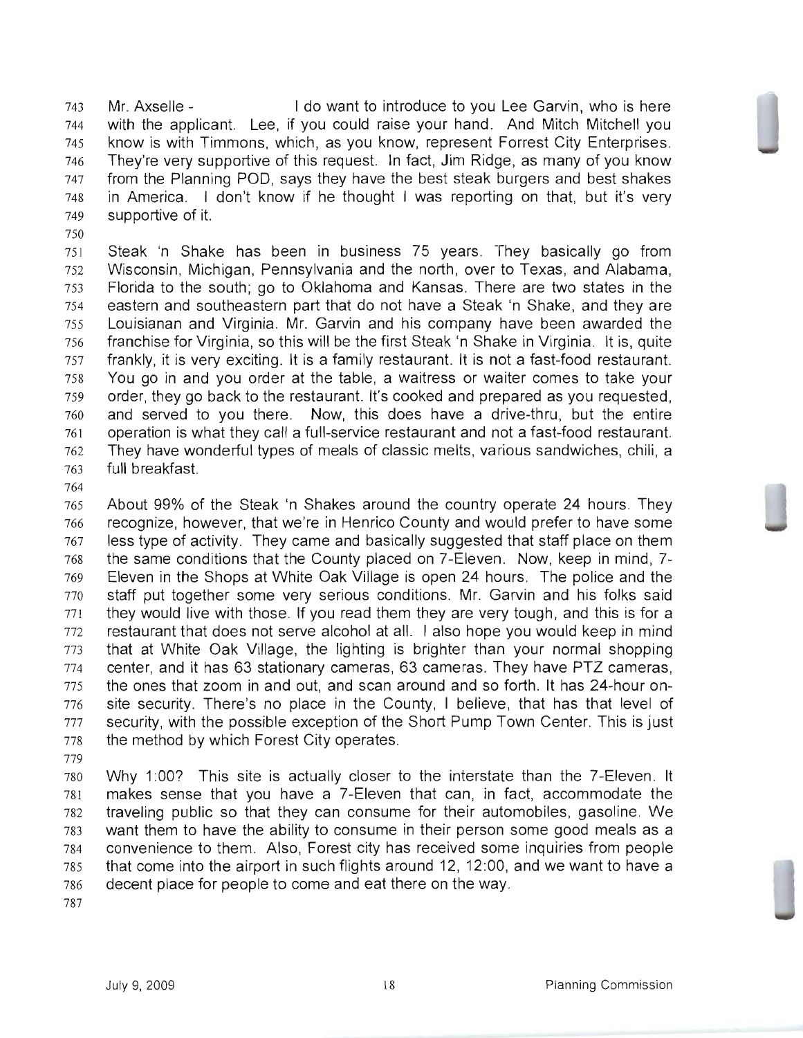Mr. Axselle - I do want to introduce to you Lee Garvin, who is here with the applicant. Lee, if you could raise your hand. And Mitch Mitchell you know is with Timmons, which, as you know, represent Forrest City Enterprises. They're very supportive of this request. In fact, Jim Ridge, as many of you know from the Planning POD, says they have the best steak burgers and best shakes in America. I don't know if he thought I was reporting on that, but it's very supportive of it.

Steak 'n Shake has been in business 75 years. They basically go from Wisconsin, Michigan, Pennsylvania and the north, over to Texas, and Alabama, Florida to the south; go to Oklahoma and Kansas. There are two states in the eastern and southeastern part that do not have a Steak 'n Shake, and they are Louisianan and Virginia. Mr. Garvin and his company have been awarded the franchise for Virginia, so this will be the first Steak 'n Shake in Virginia. It is, quite frankly, it is very exciting. It is a family restaurant. It is not a fast-food restaurant. You go in and you order at the table, a waitress or waiter comes to take your order, they go back to the restaurant. It's cooked and prepared as you requested, and served to you there. Now, this does have a drive-thru, but the entire operation is what they call a full-service restaurant and not a fast-food restaurant. They have wonderful types of meals of classic melts, various sandwiches, chili, a full breakfast.

About 99% of the Steak 'n Shakes around the country operate 24 hours. They recognize, however, that we're in Henrico County and would prefer to have some less type of activity. They came and basically suggested that staff place on them the same conditions that the County placed on 7-Eleven. Now, keep in mind, 7-Eleven in the Shops at White Oak Village is open 24 hours. The police and the staff put together some very serious conditions. Mr. Garvin and his folks said they would live with those. If you read them they are very tough, and this is for a restaurant that does not serve alcohol at all. I also hope you would keep in mind that at White Oak Village, the lighting is brighter than your normal shopping center, and it has 63 stationary cameras, 63 cameras. They have PTZ cameras, the ones that zoom in and out, and scan around and so forth. It has 24-hour on-site security. There's no place in the County, I believe, that has that level of security, with the possible exception of the Short Pump Town Center. This is just the method by which Forest City operates.

Why 1:00? This site is actually closer to the interstate than the 7-Eleven. It makes sense that you have a 7-Eleven that can, in fact, accommodate the traveling public so that they can consume for their automobiles, gasoline. We want them to have the ability to consume in their person some good meals as a convenience to them. Also, Forest city has received some inquiries from people that come into the airport in such flights around 12, 12:00, and we want to have a decent place for people to come and eat there on the way.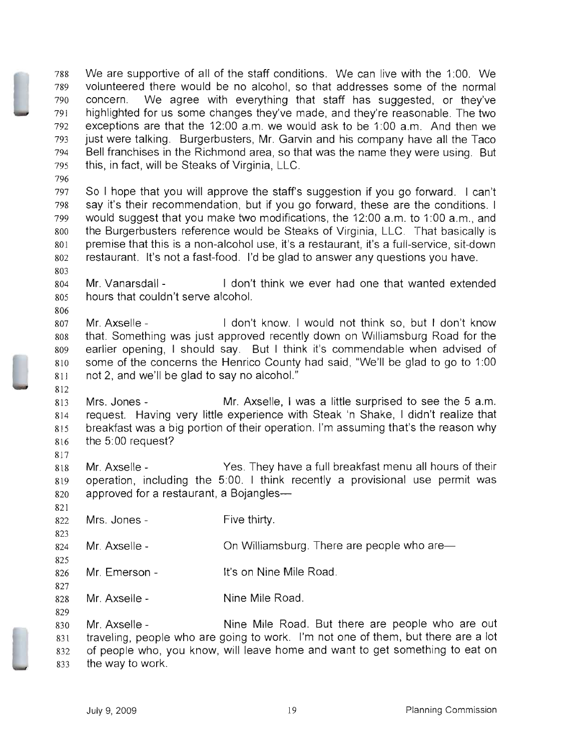We are supportive of all of the staff conditions. We can live with the 1:00. We volunteered there would be no alcohol, so that addresses some of the normal concern. We agree with everything that staff has suggested, or they've highlighted for us some changes they've made, and they're reasonable. The two exceptions are that the 12:00 a.m. we would ask to be 1:00 a.m. And then we just were talking. Burgerbusters, Mr. Garvin and his company have all the Taco Bell franchises in the Richmond area, so that was the name they were using. But this, in fact, will be Steaks of Virginia, LLC.

So I hope that you will approve the staff's suggestion if you go forward. I can't say it's their recommendation, but if you go forward, these are the conditions. I would suggest that you make two modifications, the 12:00 a.m. to 1:00 a.m., and the Burgerbusters reference would be Steaks of Virginia, LLC. That basically is premise that this is a non-alcohol use, it's a restaurant, it's a full-service, sit-down restaurant. It's not a fast-food. I'd be glad to answer any questions you have.

Mr. Vanarsdall - I don't think we ever had one that wanted extended hours that couldn't serve alcohol.

Mr. Axselle - I don't know. I would not think so, but I don't know that. Something was just approved recently down on Williamsburg Road for the earlier opening, I should say. But I think it's commendable when advised of some of the concerns the Henrico County had said, "We'll be glad to go to 1:00 not 2, and we'll be glad to say no alcohol."

Mrs. Jones - Mr. Axselle, I was a little surprised to see the 5 a.m. request. Having very little experience with Steak 'n Shake, I didn't realize that breakfast was a big portion of their operation. I'm assuming that's the reason why the 5:00 request?

Mr. Axselle - Yes. They have a full breakfast menu all hours of their operation, including the 5:00. I think recently a provisional use permit was approved for a restaurant, a Bojangles—

Mrs. Jones - Five thirty.

Mr. Axselle - On Williamsburg. There are people who are—

Mr. Emerson - It's on Nine Mile Road.

Mr. Axselle - Nine Mile Road.

Mr. Axselle - Nine Mile Road. But there are people who are out traveling, people who are going to work. I'm not one of them, but there are a lot of people who, you know, will leave home and want to get something to eat on the way to work.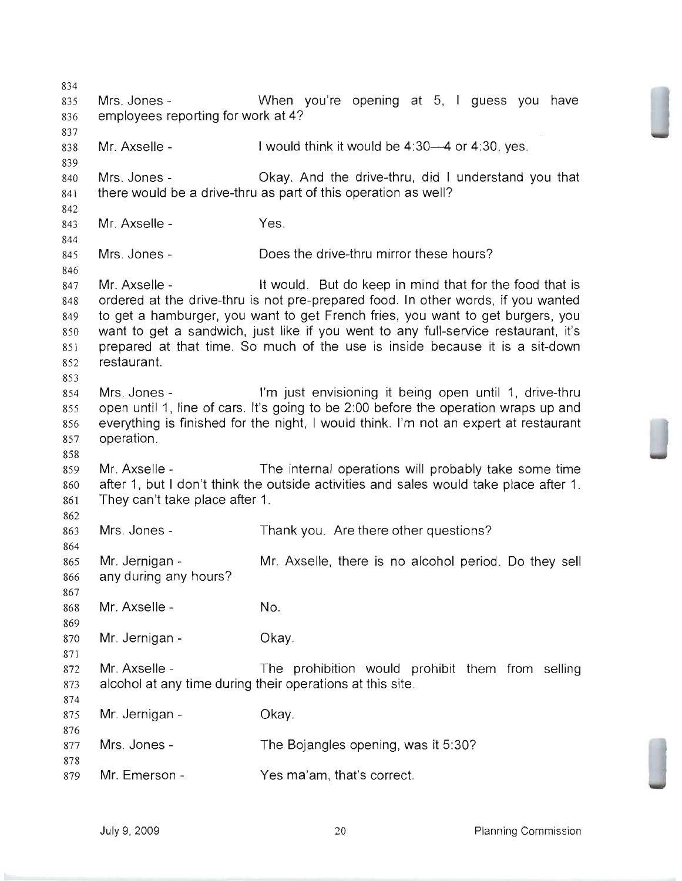Mrs. Jones - When you're opening at 5, I guess you have employees reporting for work at 4?

Mr. Axselle - I would think it would be 4:30—4 or 4:30, yes.

Mrs. Jones - Okay. And the drive-thru, did I understand you that there would be a drive-thru as part of this operation as well?

Mr. Axselle - Yes.

Mrs. Jones - Does the drive-thru mirror these hours?

Mr. Axselle - It would. But do keep in mind that for the food that is ordered at the drive-thru is not pre-prepared food. In other words, if you wanted to get a hamburger, you want to get French fries, you want to get burgers, you want to get a sandwich, just like if you went to any full-service restaurant, it's prepared at that time. So much of the use is inside because it is a sit-down restaurant.

Mrs. Jones - I'm just envisioning it being open until 1, drive-thru open until 1, line of cars. It's going to be 2:00 before the operation wraps up and everything is finished for the night, I would think. I'm not an expert at restaurant operation.

Mr. Axselle - The internal operations will probably take some time after 1, but I don't think the outside activities and sales would take place after 1. They can't take place after 1.

Mrs. Jones - Thank you. Are there other questions?

Mr. Jernigan - Mr. Axselle, there is no alcohol period. Do they sell any during any hours?

Mr. Axselle - No.

Mr. Jernigan - Okay.

Mr. Axselle - The prohibition would prohibit them from selling alcohol at any time during their operations at this site.

Mr. Jernigan - Okay.

Mrs. Jones - The Bojangles opening, was it 5:30?

Mr. Emerson - Yes ma'am, that's correct.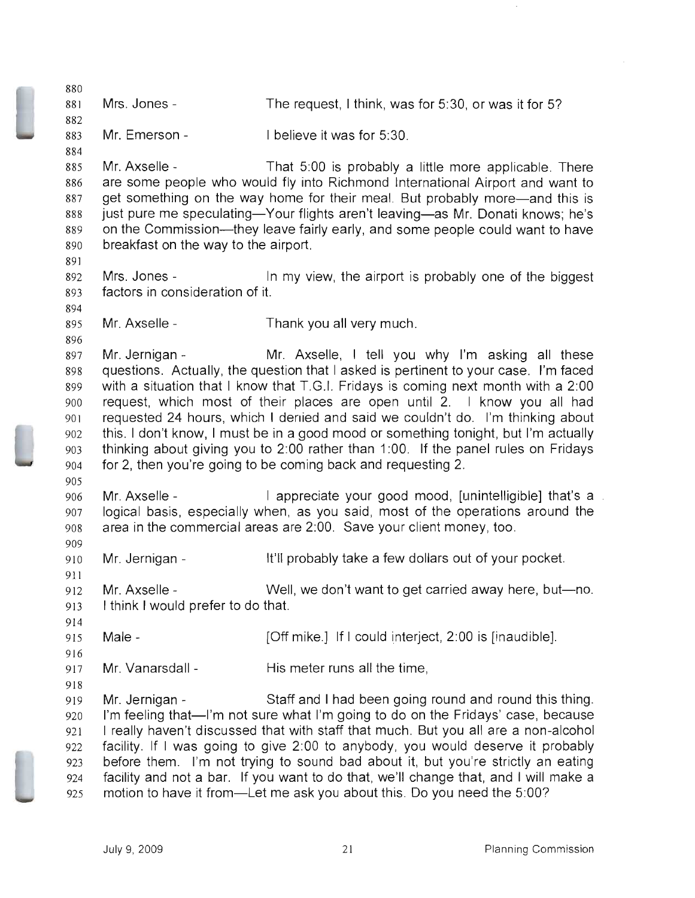Mrs. Jones - The request, I think, was for 5:30, or was it for 5?

Mr. Emerson - I believe it was for 5:30.

Mr. Axselle - That 5:00 is probably a little more applicable. There are some people who would fly into Richmond International Airport and want to get something on the way home for their meal. But probably more—and this is just pure me speculating—Your flights aren't leaving—as Mr. Donati knows; he's on the Commission—they leave fairly early, and some people could want to have breakfast on the way to the airport.

Mrs. Jones - In my view, the airport is probably one of the biggest factors in consideration of it.

Mr. Axselle - Thank you all very much.

Mr. Jernigan - Mr. Axselle, I tell you why I'm asking all these questions. Actually, the question that I asked is pertinent to your case. I'm faced with a situation that I know that T.G.I. Fridays is coming next month with a 2:00 request, which most of their places are open until 2. I know you all had requested 24 hours, which I denied and said we couldn't do. I'm thinking about this. I don't know, I must be in a good mood or something tonight, but I'm actually thinking about giving you to 2:00 rather than 1:00. If the panel rules on Fridays for 2, then you're going to be coming back and requesting 2.

Mr. Axselle - I appreciate your good mood, [unintelligible] that's a logical basis, especially when, as you said, most of the operations around the area in the commercial areas are 2:00. Save your client money, too.

Mr. Jernigan - It'll probably take a few dollars out of your pocket.

Mr. Axselle - Well, we don't want to get carried away here, but—no. I think I would prefer to do that.

Male - [Off mike.] If I could interject, 2:00 is [inaudible].

Mr. Vanarsdall - His meter runs all the time,

Mr. Jernigan - Staff and I had been going round and round this thing. I'm feeling that—I'm not sure what I'm going to do on the Fridays' case, because I really haven't discussed that with staff that much. But you all are a non-alcohol facility. If I was going to give 2:00 to anybody, you would deserve it probably before them. I'm not trying to sound bad about it, but you're strictly an eating facility and not a bar. If you want to do that, we'll change that, and I will make a motion to have it from—Let me ask you about this. Do you need the 5:00?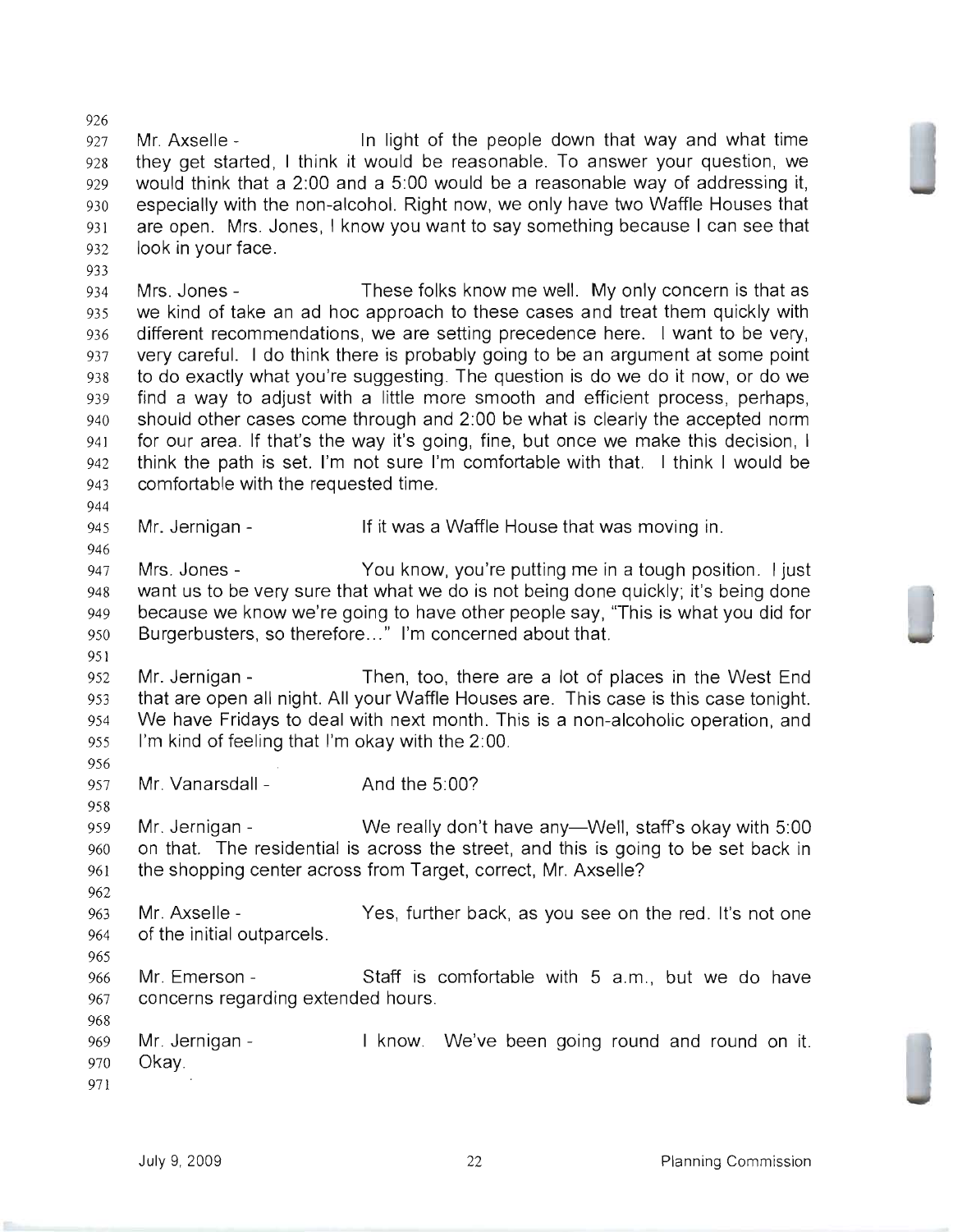Mr. Axselle - In light of the people down that way and what time they get started, I think it would be reasonable. To answer your question, we would think that a 2:00 and a 5:00 would be a reasonable way of addressing it, especially with the non-alcohol. Right now, we only have two Waffle Houses that are open. Mrs. Jones, I know you want to say something because I can see that look in your face.

Mrs. Jones - These folks know me well. My only concern is that as we kind of take an ad hoc approach to these cases and treat them quickly with different recommendations, we are setting precedence here. I want to be very, very careful. I do think there is probably going to be an argument at some point to do exactly what you're suggesting. The question is do we do it now, or do we find a way to adjust with a little more smooth and efficient process, perhaps, should other cases come through and 2:00 be what is clearly the accepted norm for our area. If that's the way it's going, fine, but once we make this decision, I think the path is set. I'm not sure I'm comfortable with that. I think I would be comfortable with the requested time.

Mr. Jernigan - If it was a Waffle House that was moving in.

Mrs. Jones - You know, you're putting me in a tough position. I just want us to be very sure that what we do is not being done quickly; it's being done because we know we're going to have other people say, "This is what you did for Burgerbusters, so therefore…" I'm concerned about that.

Mr. Jernigan - Then, too, there are a lot of places in the West End that are open all night. All your Waffle Houses are. This case is this case tonight. We have Fridays to deal with next month. This is a non-alcoholic operation, and I'm kind of feeling that I'm okay with the 2:00.

Mr. Vanarsdall - And the 5:00?

Mr. Jernigan - We really don't have any—Well, staff's okay with 5:00 on that. The residential is across the street, and this is going to be set back in the shopping center across from Target, correct, Mr. Axselle?

Mr. Axselle - Yes, further back, as you see on the red. It's not one of the initial outparcels.

Mr. Emerson - Staff is comfortable with 5 a.m., but we do have concerns regarding extended hours.

Mr. Jernigan - I know. We've been going round and round on it. Okay.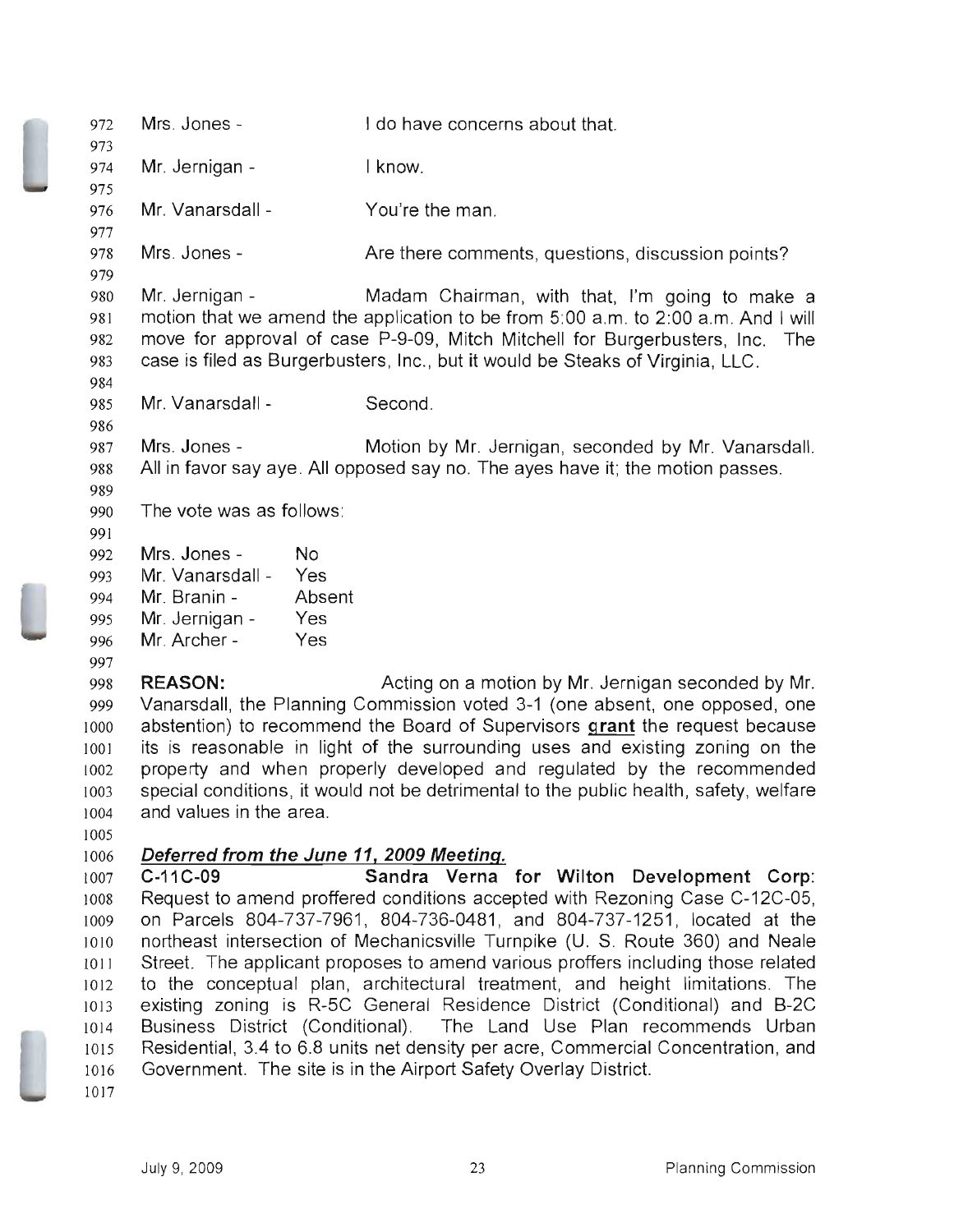Mrs. Jones - I do have concerns about that.

Mr. Jernigan - I know.

Mr. Vanarsdall - You're the man.

Mrs. Jones - Are there comments, questions, discussion points?

Mr. Jernigan - Madam Chairman, with that, I'm going to make a motion that we amend the application to be from 5:00 a.m. to 2:00 a.m. And I will move for approval of case P-9-09, Mitch Mitchell for Burgerbusters, Inc. The case is filed as Burgerbusters, Inc., but it would be Steaks of Virginia, LLC.

Mr. Vanarsdall - Second.

Mrs. Jones - Motion by Mr. Jernigan, seconded by Mr. Vanarsdall. All in favor say aye. All opposed say no. The ayes have it; the motion passes.

The vote was as follows:

Mrs. Jones - No
Mr. Vanarsdall - Yes
Mr. Branin - Absent
Mr. Jernigan - Yes
Mr. Archer - Yes

**REASON:** Acting on a motion by Mr. Jernigan seconded by Mr. Vanarsdall, the Planning Commission voted 3-1 (one absent, one opposed, one abstention) to recommend the Board of Supervisors **grant** the request because its is reasonable in light of the surrounding uses and existing zoning on the property and when properly developed and regulated by the recommended special conditions, it would not be detrimental to the public health, safety, welfare and values in the area.

***Deferred from the June 11, 2009 Meeting.***

**C-11C-09 Sandra Verna for Wilton Development Corp**: Request to amend proffered conditions accepted with Rezoning Case C-12C-05, on Parcels 804-737-7961, 804-736-0481, and 804-737-1251, located at the northeast intersection of Mechanicsville Turnpike (U. S. Route 360) and Neale Street. The applicant proposes to amend various proffers including those related to the conceptual plan, architectural treatment, and height limitations. The existing zoning is R-5C General Residence District (Conditional) and B-2C Business District (Conditional). The Land Use Plan recommends Urban Residential, 3.4 to 6.8 units net density per acre, Commercial Concentration, and Government. The site is in the Airport Safety Overlay District.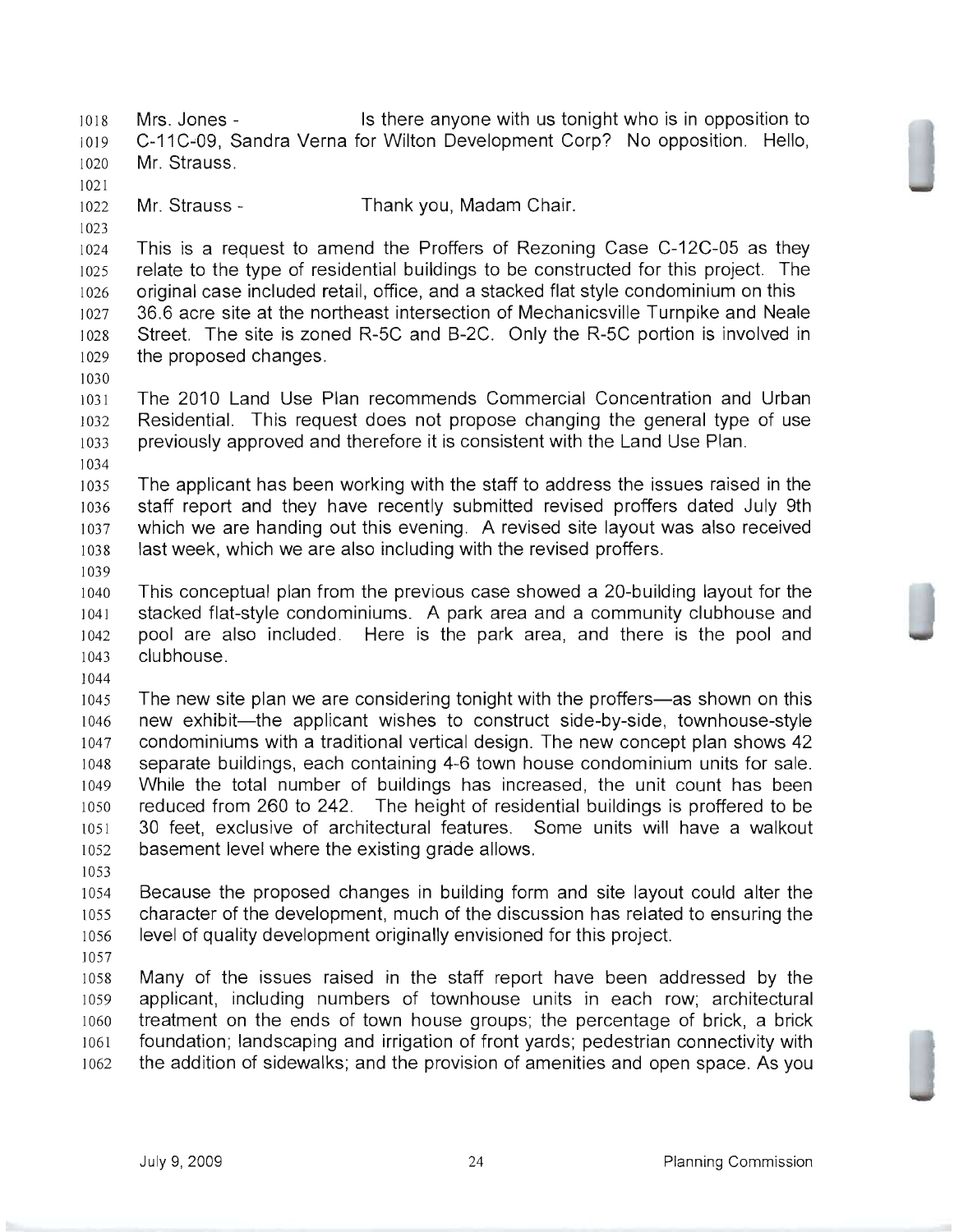Mrs. Jones - Is there anyone with us tonight who is in opposition to C-11C-09, Sandra Verna for Wilton Development Corp? No opposition. Hello, Mr. Strauss.

Mr. Strauss - Thank you, Madam Chair.

This is a request to amend the Proffers of Rezoning Case C-12C-05 as they relate to the type of residential buildings to be constructed for this project. The original case included retail, office, and a stacked flat style condominium on this 36.6 acre site at the northeast intersection of Mechanicsville Turnpike and Neale Street. The site is zoned R-5C and B-2C. Only the R-5C portion is involved in the proposed changes.

The 2010 Land Use Plan recommends Commercial Concentration and Urban Residential. This request does not propose changing the general type of use previously approved and therefore it is consistent with the Land Use Plan.

The applicant has been working with the staff to address the issues raised in the staff report and they have recently submitted revised proffers dated July 9th which we are handing out this evening. A revised site layout was also received last week, which we are also including with the revised proffers.

This conceptual plan from the previous case showed a 20-building layout for the stacked flat-style condominiums. A park area and a community clubhouse and pool are also included. Here is the park area, and there is the pool and clubhouse.

The new site plan we are considering tonight with the proffers—as shown on this new exhibit—the applicant wishes to construct side-by-side, townhouse-style condominiums with a traditional vertical design. The new concept plan shows 42 separate buildings, each containing 4-6 town house condominium units for sale. While the total number of buildings has increased, the unit count has been reduced from 260 to 242. The height of residential buildings is proffered to be 30 feet, exclusive of architectural features. Some units will have a walkout basement level where the existing grade allows.

Because the proposed changes in building form and site layout could alter the character of the development, much of the discussion has related to ensuring the level of quality development originally envisioned for this project.

Many of the issues raised in the staff report have been addressed by the applicant, including numbers of townhouse units in each row; architectural treatment on the ends of town house groups; the percentage of brick, a brick foundation; landscaping and irrigation of front yards; pedestrian connectivity with the addition of sidewalks; and the provision of amenities and open space. As you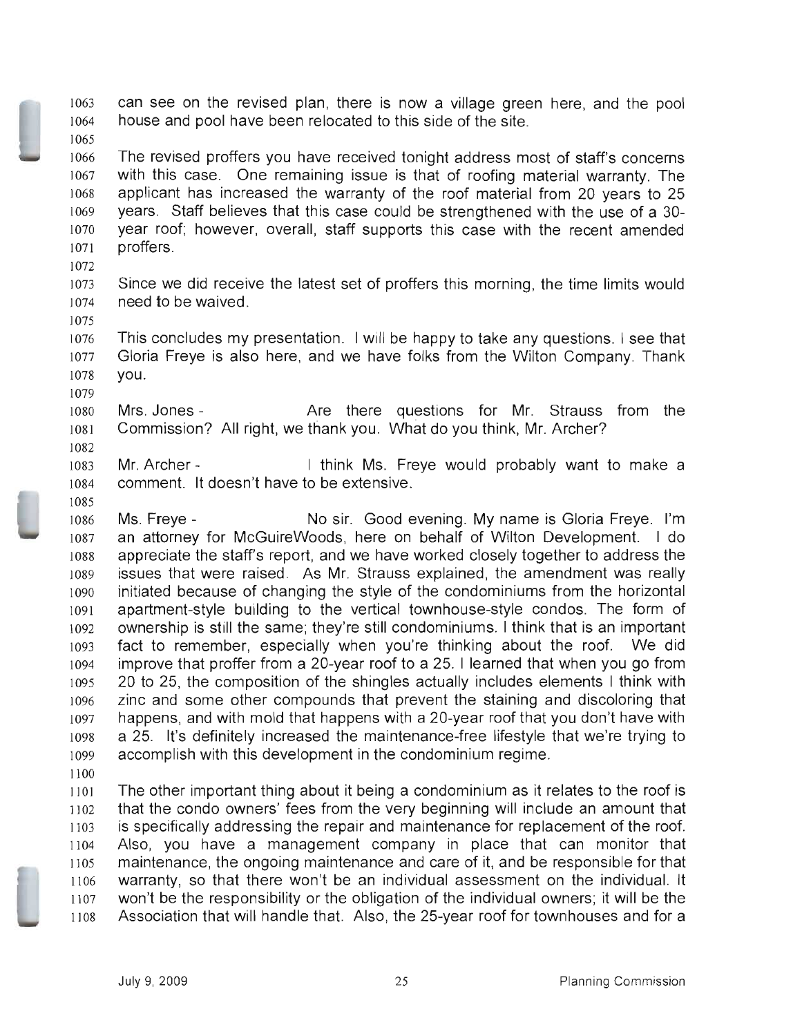can see on the revised plan, there is now a village green here, and the pool house and pool have been relocated to this side of the site.

The revised proffers you have received tonight address most of staff's concerns with this case. One remaining issue is that of roofing material warranty. The applicant has increased the warranty of the roof material from 20 years to 25 years. Staff believes that this case could be strengthened with the use of a 30-year roof; however, overall, staff supports this case with the recent amended proffers.

Since we did receive the latest set of proffers this morning, the time limits would need to be waived.

This concludes my presentation. I will be happy to take any questions. I see that Gloria Freye is also here, and we have folks from the Wilton Company. Thank you.

Mrs. Jones - Are there questions for Mr. Strauss from the Commission? All right, we thank you. What do you think, Mr. Archer?

Mr. Archer - I think Ms. Freye would probably want to make a comment. It doesn't have to be extensive.

Ms. Freye - No sir. Good evening. My name is Gloria Freye. I'm an attorney for McGuireWoods, here on behalf of Wilton Development. I do appreciate the staff's report, and we have worked closely together to address the issues that were raised. As Mr. Strauss explained, the amendment was really initiated because of changing the style of the condominiums from the horizontal apartment-style building to the vertical townhouse-style condos. The form of ownership is still the same; they're still condominiums. I think that is an important fact to remember, especially when you're thinking about the roof. We did improve that proffer from a 20-year roof to a 25. I learned that when you go from 20 to 25, the composition of the shingles actually includes elements I think with zinc and some other compounds that prevent the staining and discoloring that happens, and with mold that happens with a 20-year roof that you don't have with a 25. It's definitely increased the maintenance-free lifestyle that we're trying to accomplish with this development in the condominium regime.

The other important thing about it being a condominium as it relates to the roof is that the condo owners' fees from the very beginning will include an amount that is specifically addressing the repair and maintenance for replacement of the roof. Also, you have a management company in place that can monitor that maintenance, the ongoing maintenance and care of it, and be responsible for that warranty, so that there won't be an individual assessment on the individual. It won't be the responsibility or the obligation of the individual owners; it will be the Association that will handle that. Also, the 25-year roof for townhouses and for a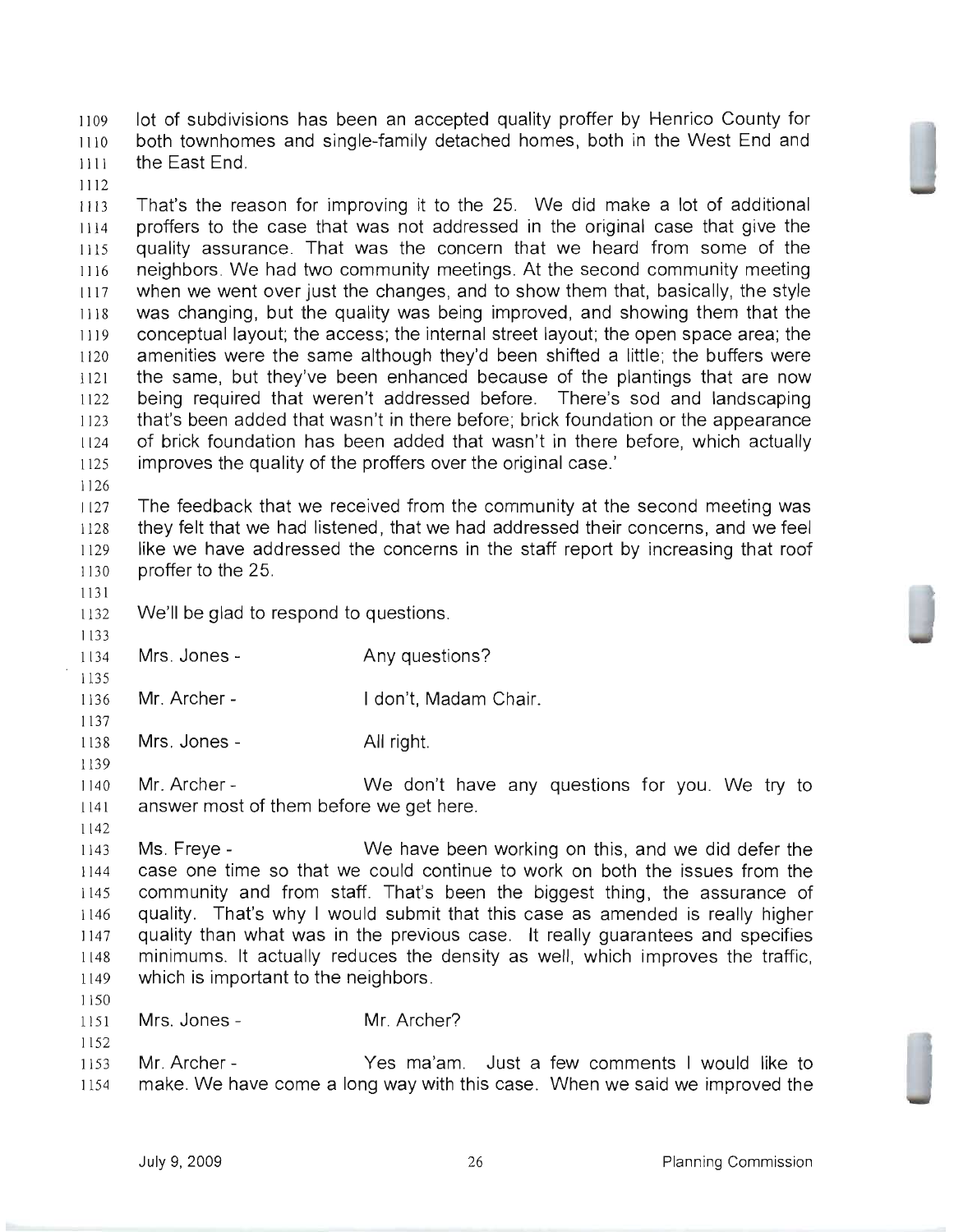lot of subdivisions has been an accepted quality proffer by Henrico County for both townhomes and single-family detached homes, both in the West End and the East End.

That's the reason for improving it to the 25. We did make a lot of additional proffers to the case that was not addressed in the original case that give the quality assurance. That was the concern that we heard from some of the neighbors. We had two community meetings. At the second community meeting when we went over just the changes, and to show them that, basically, the style was changing, but the quality was being improved, and showing them that the conceptual layout; the access; the internal street layout; the open space area; the amenities were the same although they'd been shifted a little; the buffers were the same, but they've been enhanced because of the plantings that are now being required that weren't addressed before. There's sod and landscaping that's been added that wasn't in there before; brick foundation or the appearance of brick foundation has been added that wasn't in there before, which actually improves the quality of the proffers over the original case.'

The feedback that we received from the community at the second meeting was they felt that we had listened, that we had addressed their concerns, and we feel like we have addressed the concerns in the staff report by increasing that roof proffer to the 25.

We'll be glad to respond to questions.

Mrs. Jones - Any questions?

Mr. Archer - I don't, Madam Chair.

Mrs. Jones - All right.

Mr. Archer - We don't have any questions for you. We try to answer most of them before we get here.

Ms. Freye - We have been working on this, and we did defer the case one time so that we could continue to work on both the issues from the community and from staff. That's been the biggest thing, the assurance of quality. That's why I would submit that this case as amended is really higher quality than what was in the previous case. It really guarantees and specifies minimums. It actually reduces the density as well, which improves the traffic, which is important to the neighbors.

Mrs. Jones - Mr. Archer?

Mr. Archer - Yes ma'am. Just a few comments I would like to make. We have come a long way with this case. When we said we improved the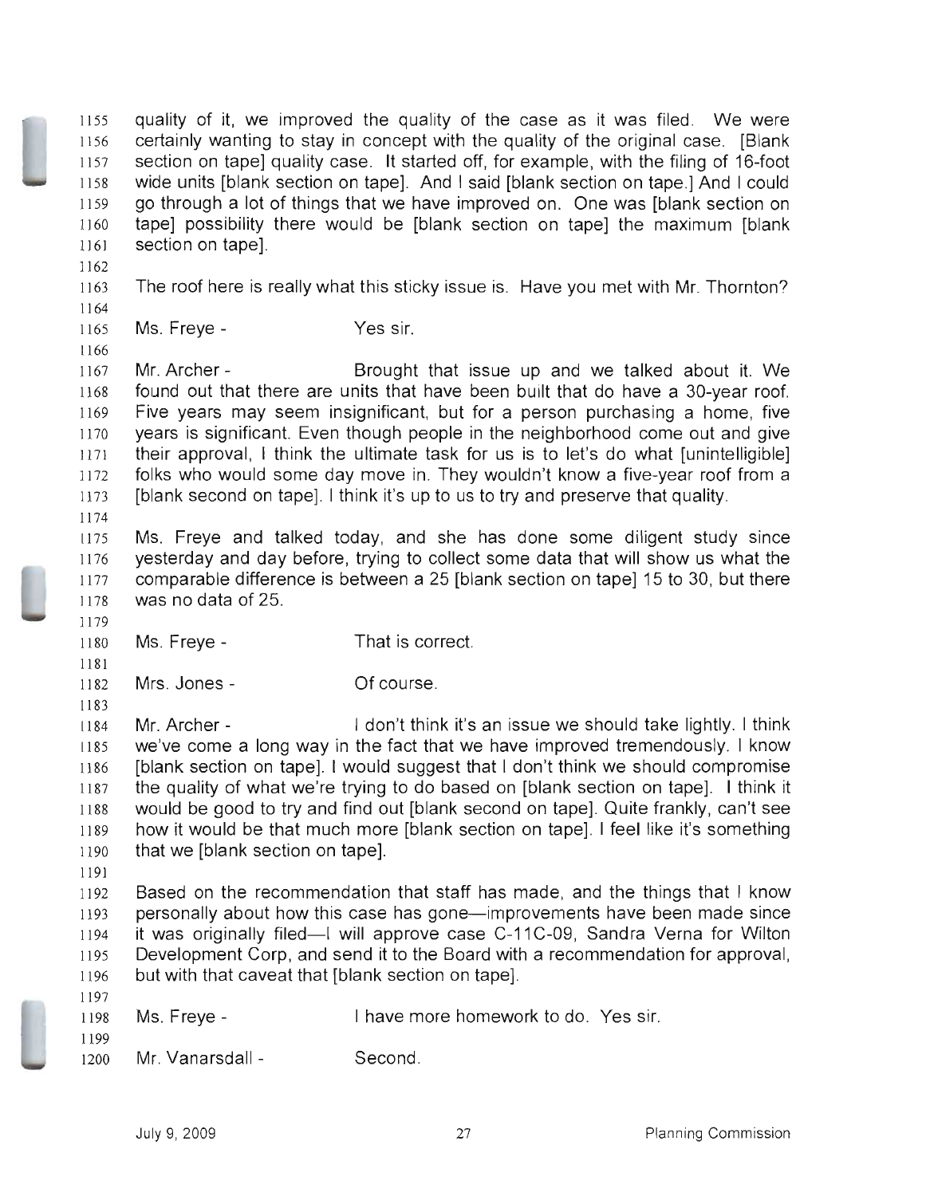quality of it, we improved the quality of the case as it was filed. We were certainly wanting to stay in concept with the quality of the original case. [Blank section on tape] quality case. It started off, for example, with the filing of 16-foot wide units [blank section on tape]. And I said [blank section on tape.] And I could go through a lot of things that we have improved on. One was [blank section on tape] possibility there would be [blank section on tape] the maximum [blank section on tape].

The roof here is really what this sticky issue is. Have you met with Mr. Thornton?

Ms. Freye - Yes sir.

Mr. Archer - Brought that issue up and we talked about it. We found out that there are units that have been built that do have a 30-year roof. Five years may seem insignificant, but for a person purchasing a home, five years is significant. Even though people in the neighborhood come out and give their approval, I think the ultimate task for us is to let's do what [unintelligible] folks who would some day move in. They wouldn't know a five-year roof from a [blank second on tape]. I think it's up to us to try and preserve that quality.

Ms. Freye and talked today, and she has done some diligent study since yesterday and day before, trying to collect some data that will show us what the comparable difference is between a 25 [blank section on tape] 15 to 30, but there was no data of 25.

Ms. Freye - That is correct.

Mrs. Jones - Of course.

Mr. Archer - I don't think it's an issue we should take lightly. I think we've come a long way in the fact that we have improved tremendously. I know [blank section on tape]. I would suggest that I don't think we should compromise the quality of what we're trying to do based on [blank section on tape]. I think it would be good to try and find out [blank second on tape]. Quite frankly, can't see how it would be that much more [blank section on tape]. I feel like it's something that we [blank section on tape].

Based on the recommendation that staff has made, and the things that I know personally about how this case has gone—improvements have been made since it was originally filed—I will approve case C-11C-09, Sandra Verna for Wilton Development Corp, and send it to the Board with a recommendation for approval, but with that caveat that [blank section on tape].

Ms. Freye - I have more homework to do. Yes sir.

Mr. Vanarsdall - Second.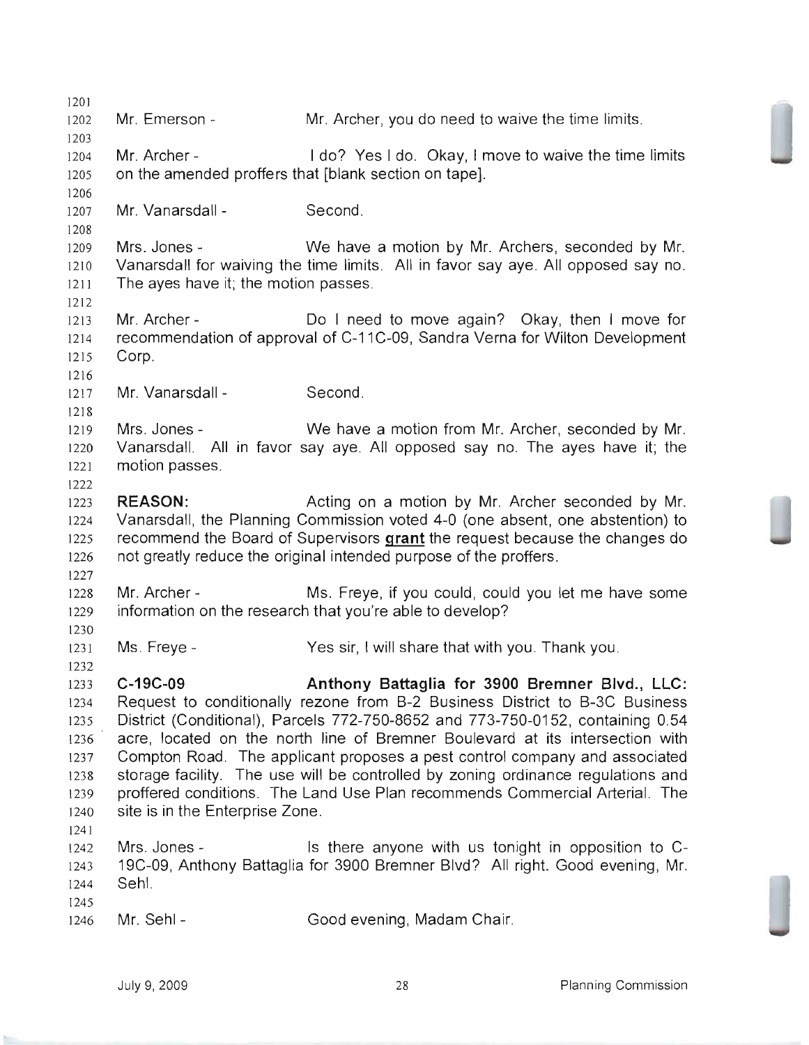Mr. Emerson - Mr. Archer, you do need to waive the time limits.

Mr. Archer - I do? Yes I do. Okay, I move to waive the time limits on the amended proffers that [blank section on tape].

Mr. Vanarsdall - Second.

Mrs. Jones - We have a motion by Mr. Archers, seconded by Mr. Vanarsdall for waiving the time limits. All in favor say aye. All opposed say no. The ayes have it; the motion passes.

Mr. Archer - Do I need to move again? Okay, then I move for recommendation of approval of C-11C-09, Sandra Verna for Wilton Development Corp.

Mr. Vanarsdall - Second.

Mrs. Jones - We have a motion from Mr. Archer, seconded by Mr. Vanarsdall. All in favor say aye. All opposed say no. The ayes have it; the motion passes.

**REASON:** Acting on a motion by Mr. Archer seconded by Mr. Vanarsdall, the Planning Commission voted 4-0 (one absent, one abstention) to recommend the Board of Supervisors **grant** the request because the changes do not greatly reduce the original intended purpose of the proffers.

Mr. Archer - Ms. Freye, if you could, could you let me have some information on the research that you're able to develop?

Ms. Freye - Yes sir, I will share that with you. Thank you.

**C-19C-09 Anthony Battaglia for 3900 Bremner Blvd., LLC:** Request to conditionally rezone from B-2 Business District to B-3C Business District (Conditional), Parcels 772-750-8652 and 773-750-0152, containing 0.54 acre, located on the north line of Bremner Boulevard at its intersection with Compton Road. The applicant proposes a pest control company and associated storage facility. The use will be controlled by zoning ordinance regulations and proffered conditions. The Land Use Plan recommends Commercial Arterial. The site is in the Enterprise Zone.

Mrs. Jones - Is there anyone with us tonight in opposition to C-19C-09, Anthony Battaglia for 3900 Bremner Blvd? All right. Good evening, Mr. Sehl.

Mr. Sehl - Good evening, Madam Chair.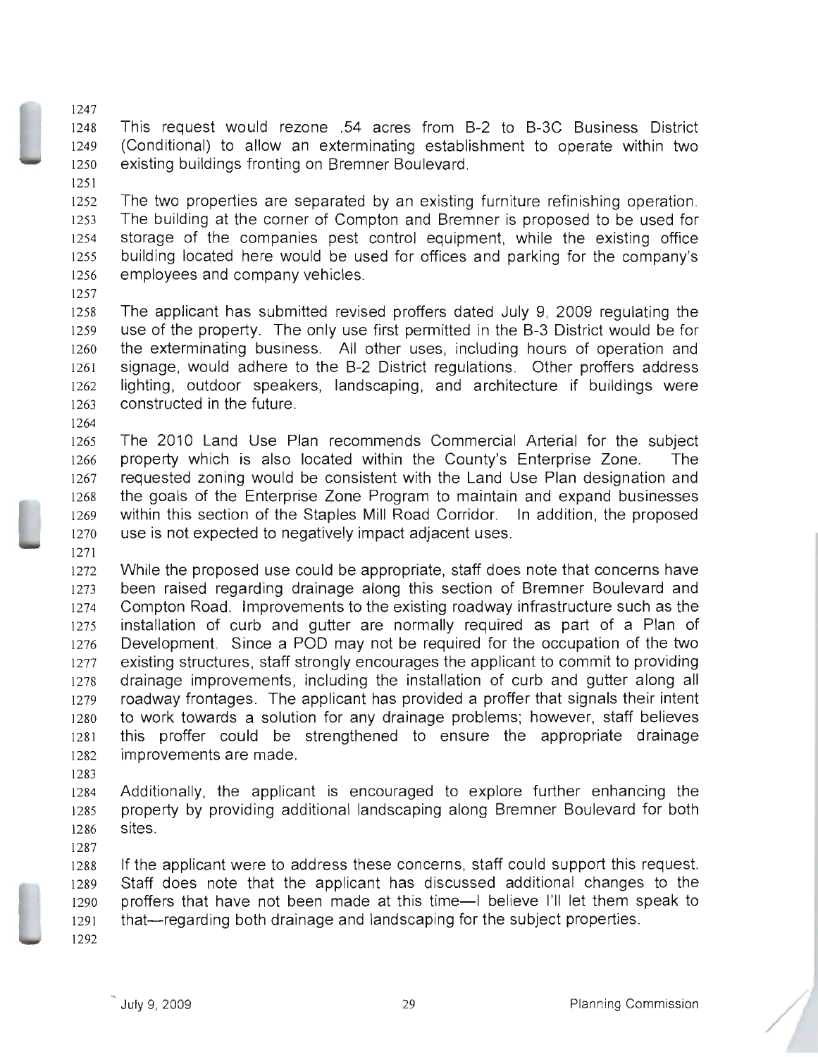This request would rezone .54 acres from B-2 to B-3C Business District (Conditional) to allow an exterminating establishment to operate within two existing buildings fronting on Bremner Boulevard.

The two properties are separated by an existing furniture refinishing operation. The building at the corner of Compton and Bremner is proposed to be used for storage of the companies pest control equipment, while the existing office building located here would be used for offices and parking for the company's employees and company vehicles.

The applicant has submitted revised proffers dated July 9, 2009 regulating the use of the property. The only use first permitted in the B-3 District would be for the exterminating business. All other uses, including hours of operation and signage, would adhere to the B-2 District regulations. Other proffers address lighting, outdoor speakers, landscaping, and architecture if buildings were constructed in the future.

The 2010 Land Use Plan recommends Commercial Arterial for the subject property which is also located within the County's Enterprise Zone. The requested zoning would be consistent with the Land Use Plan designation and the goals of the Enterprise Zone Program to maintain and expand businesses within this section of the Staples Mill Road Corridor. In addition, the proposed use is not expected to negatively impact adjacent uses.

While the proposed use could be appropriate, staff does note that concerns have been raised regarding drainage along this section of Bremner Boulevard and Compton Road. Improvements to the existing roadway infrastructure such as the installation of curb and gutter are normally required as part of a Plan of Development. Since a POD may not be required for the occupation of the two existing structures, staff strongly encourages the applicant to commit to providing drainage improvements, including the installation of curb and gutter along all roadway frontages. The applicant has provided a proffer that signals their intent to work towards a solution for any drainage problems; however, staff believes this proffer could be strengthened to ensure the appropriate drainage improvements are made.

Additionally, the applicant is encouraged to explore further enhancing the property by providing additional landscaping along Bremner Boulevard for both sites.

If the applicant were to address these concerns, staff could support this request. Staff does note that the applicant has discussed additional changes to the proffers that have not been made at this time—I believe I'll let them speak to that—regarding both drainage and landscaping for the subject properties.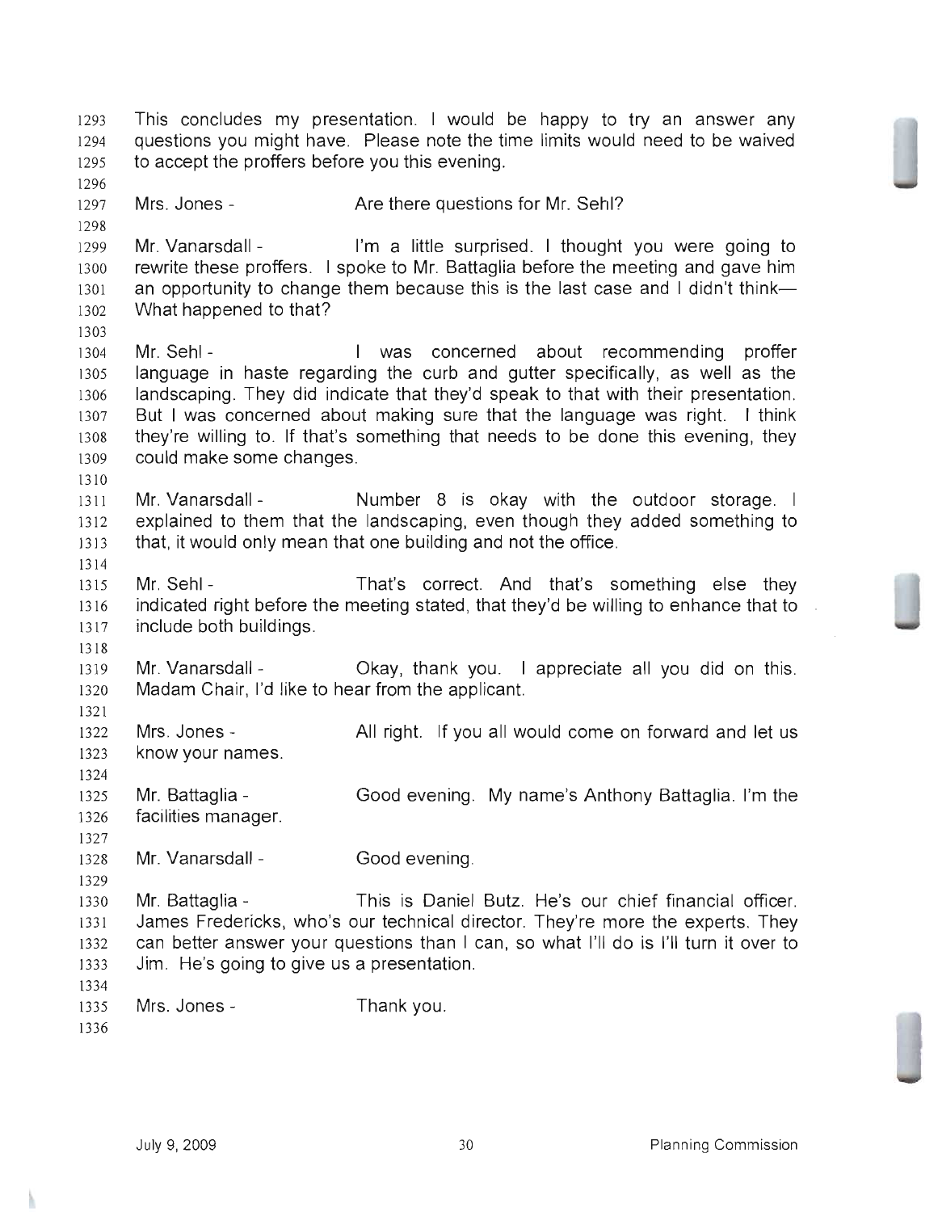This concludes my presentation. I would be happy to try an answer any questions you might have. Please note the time limits would need to be waived to accept the proffers before you this evening.

Mrs. Jones - Are there questions for Mr. Sehl?

Mr. Vanarsdall - I'm a little surprised. I thought you were going to rewrite these proffers. I spoke to Mr. Battaglia before the meeting and gave him an opportunity to change them because this is the last case and I didn't think— What happened to that?

Mr. Sehl - I was concerned about recommending proffer language in haste regarding the curb and gutter specifically, as well as the landscaping. They did indicate that they'd speak to that with their presentation. But I was concerned about making sure that the language was right. I think they're willing to. If that's something that needs to be done this evening, they could make some changes.

Mr. Vanarsdall - Number 8 is okay with the outdoor storage. I explained to them that the landscaping, even though they added something to that, it would only mean that one building and not the office.

Mr. Sehl - That's correct. And that's something else they indicated right before the meeting stated, that they'd be willing to enhance that to include both buildings.

Mr. Vanarsdall - Okay, thank you. I appreciate all you did on this. Madam Chair, I'd like to hear from the applicant.

Mrs. Jones - All right. If you all would come on forward and let us know your names.

Mr. Battaglia - Good evening. My name's Anthony Battaglia. I'm the facilities manager.

Mr. Vanarsdall - Good evening.

Mr. Battaglia - This is Daniel Butz. He's our chief financial officer. James Fredericks, who's our technical director. They're more the experts. They can better answer your questions than I can, so what I'll do is I'll turn it over to Jim. He's going to give us a presentation.

Mrs. Jones - Thank you.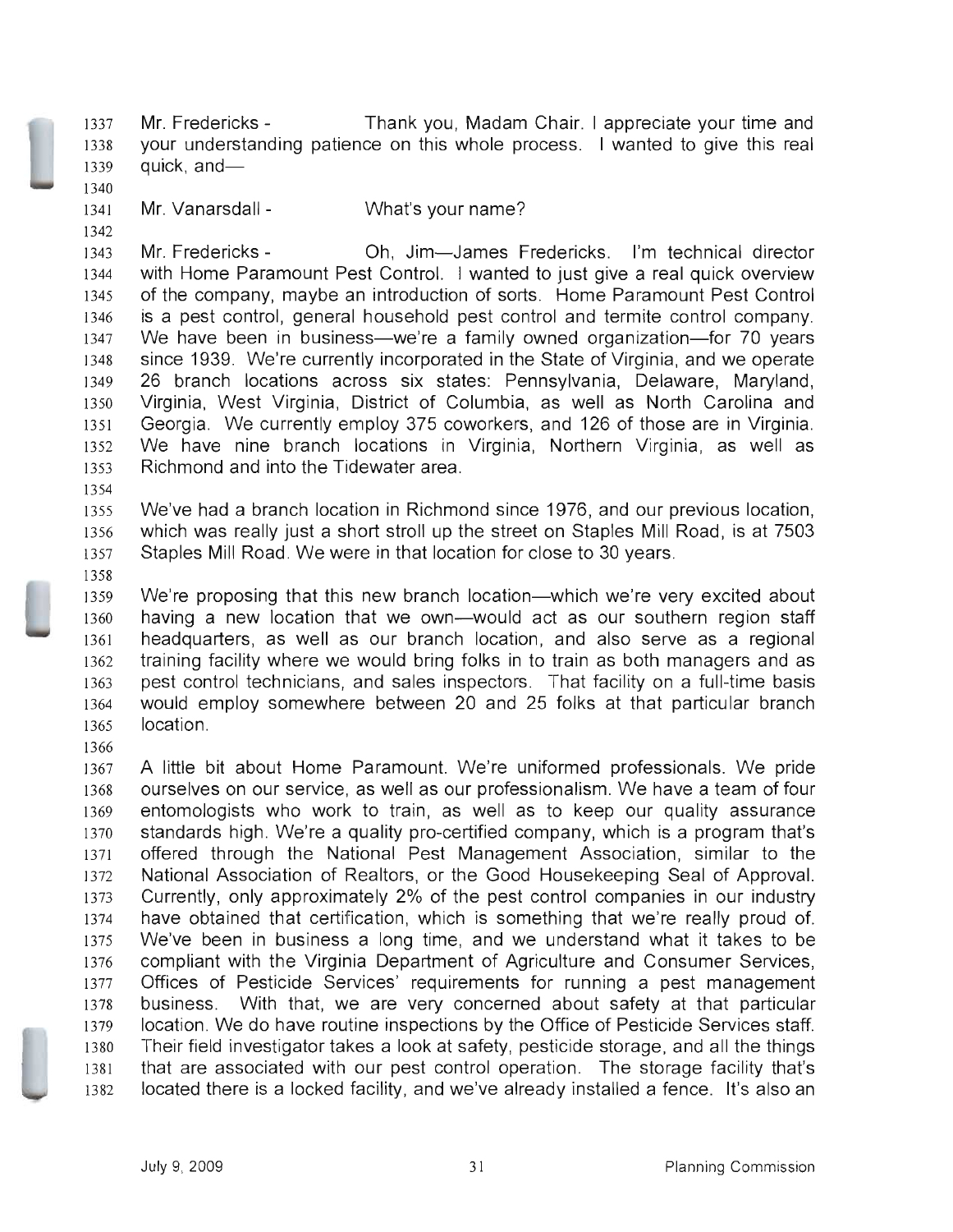Mr. Fredericks - Thank you, Madam Chair. I appreciate your time and your understanding patience on this whole process. I wanted to give this real quick, and—

Mr. Vanarsdall - What's your name?

Mr. Fredericks - Oh, Jim—James Fredericks. I'm technical director with Home Paramount Pest Control. I wanted to just give a real quick overview of the company, maybe an introduction of sorts. Home Paramount Pest Control is a pest control, general household pest control and termite control company. We have been in business—we're a family owned organization—for 70 years since 1939. We're currently incorporated in the State of Virginia, and we operate 26 branch locations across six states: Pennsylvania, Delaware, Maryland, Virginia, West Virginia, District of Columbia, as well as North Carolina and Georgia. We currently employ 375 coworkers, and 126 of those are in Virginia. We have nine branch locations in Virginia, Northern Virginia, as well as Richmond and into the Tidewater area.

We've had a branch location in Richmond since 1976, and our previous location, which was really just a short stroll up the street on Staples Mill Road, is at 7503 Staples Mill Road. We were in that location for close to 30 years.

We're proposing that this new branch location—which we're very excited about having a new location that we own—would act as our southern region staff headquarters, as well as our branch location, and also serve as a regional training facility where we would bring folks in to train as both managers and as pest control technicians, and sales inspectors. That facility on a full-time basis would employ somewhere between 20 and 25 folks at that particular branch location.

A little bit about Home Paramount. We're uniformed professionals. We pride ourselves on our service, as well as our professionalism. We have a team of four entomologists who work to train, as well as to keep our quality assurance standards high. We're a quality pro-certified company, which is a program that's offered through the National Pest Management Association, similar to the National Association of Realtors, or the Good Housekeeping Seal of Approval. Currently, only approximately 2% of the pest control companies in our industry have obtained that certification, which is something that we're really proud of. We've been in business a long time, and we understand what it takes to be compliant with the Virginia Department of Agriculture and Consumer Services, Offices of Pesticide Services' requirements for running a pest management business. With that, we are very concerned about safety at that particular location. We do have routine inspections by the Office of Pesticide Services staff. Their field investigator takes a look at safety, pesticide storage, and all the things that are associated with our pest control operation. The storage facility that's located there is a locked facility, and we've already installed a fence. It's also an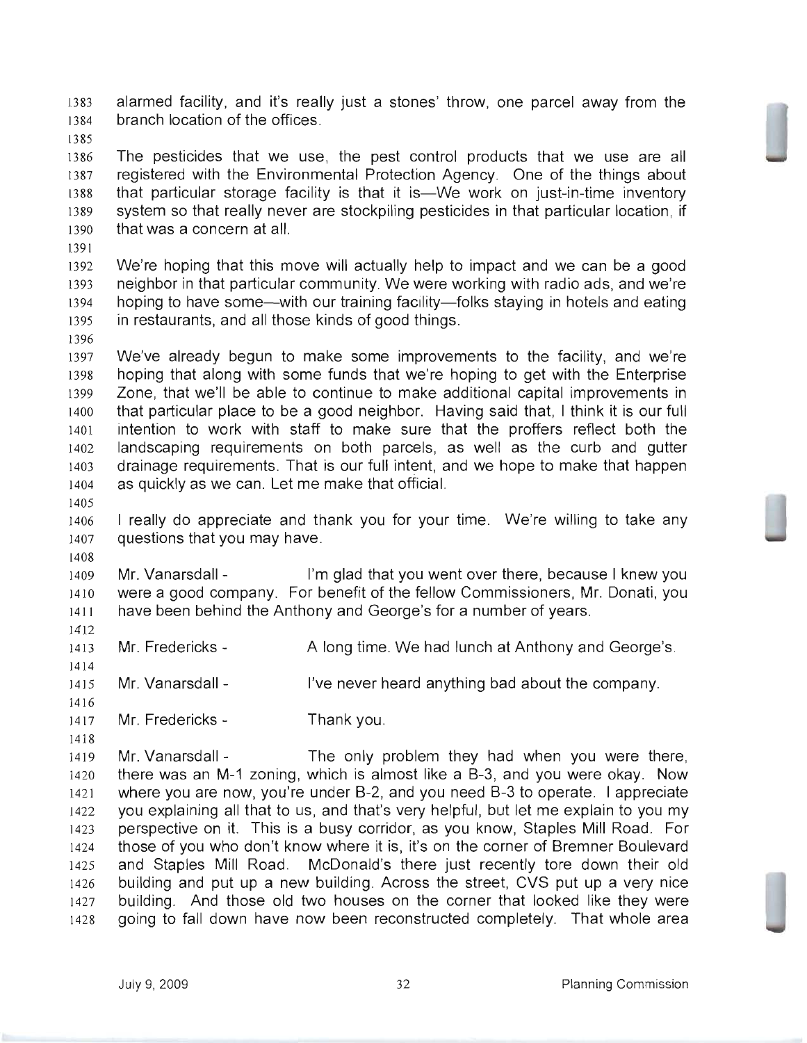alarmed facility, and it's really just a stones' throw, one parcel away from the branch location of the offices.

The pesticides that we use, the pest control products that we use are all registered with the Environmental Protection Agency. One of the things about that particular storage facility is that it is—We work on just-in-time inventory system so that really never are stockpiling pesticides in that particular location, if that was a concern at all.

We're hoping that this move will actually help to impact and we can be a good neighbor in that particular community. We were working with radio ads, and we're hoping to have some—with our training facility—folks staying in hotels and eating in restaurants, and all those kinds of good things.

We've already begun to make some improvements to the facility, and we're hoping that along with some funds that we're hoping to get with the Enterprise Zone, that we'll be able to continue to make additional capital improvements in that particular place to be a good neighbor. Having said that, I think it is our full intention to work with staff to make sure that the proffers reflect both the landscaping requirements on both parcels, as well as the curb and gutter drainage requirements. That is our full intent, and we hope to make that happen as quickly as we can. Let me make that official.

I really do appreciate and thank you for your time. We're willing to take any questions that you may have.

Mr. Vanarsdall - I'm glad that you went over there, because I knew you were a good company. For benefit of the fellow Commissioners, Mr. Donati, you have been behind the Anthony and George's for a number of years.

Mr. Fredericks - A long time. We had lunch at Anthony and George's.

Mr. Vanarsdall - I've never heard anything bad about the company.

Mr. Fredericks - Thank you.

Mr. Vanarsdall - The only problem they had when you were there, there was an M-1 zoning, which is almost like a B-3, and you were okay. Now where you are now, you're under B-2, and you need B-3 to operate. I appreciate you explaining all that to us, and that's very helpful, but let me explain to you my perspective on it. This is a busy corridor, as you know, Staples Mill Road. For those of you who don't know where it is, it's on the corner of Bremner Boulevard and Staples Mill Road. McDonald's there just recently tore down their old building and put up a new building. Across the street, CVS put up a very nice building. And those old two houses on the corner that looked like they were going to fall down have now been reconstructed completely. That whole area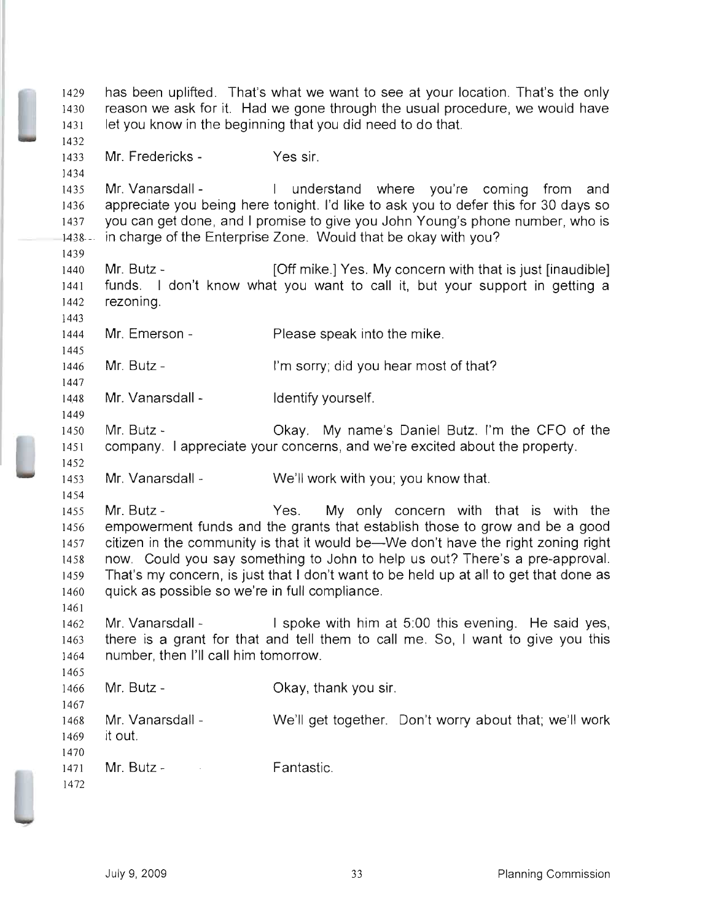has been uplifted. That's what we want to see at your location. That's the only reason we ask for it. Had we gone through the usual procedure, we would have let you know in the beginning that you did need to do that.

Mr. Fredericks - Yes sir.

Mr. Vanarsdall - I understand where you're coming from and appreciate you being here tonight. I'd like to ask you to defer this for 30 days so you can get done, and I promise to give you John Young's phone number, who is in charge of the Enterprise Zone. Would that be okay with you?

Mr. Butz - [Off mike.] Yes. My concern with that is just [inaudible] funds. I don't know what you want to call it, but your support in getting a rezoning.

Mr. Emerson - Please speak into the mike.

Mr. Butz - I'm sorry; did you hear most of that?

Mr. Vanarsdall - Identify yourself.

Mr. Butz - Okay. My name's Daniel Butz. I'm the CFO of the company. I appreciate your concerns, and we're excited about the property.

Mr. Vanarsdall - We'll work with you; you know that.

Mr. Butz - Yes. My only concern with that is with the empowerment funds and the grants that establish those to grow and be a good citizen in the community is that it would be—We don't have the right zoning right now. Could you say something to John to help us out? There's a pre-approval. That's my concern, is just that I don't want to be held up at all to get that done as quick as possible so we're in full compliance.

Mr. Vanarsdall - I spoke with him at 5:00 this evening. He said yes, there is a grant for that and tell them to call me. So, I want to give you this number, then I'll call him tomorrow.

Mr. Butz - Okay, thank you sir.

Mr. Vanarsdall - We'll get together. Don't worry about that; we'll work it out.

Mr. Butz - Fantastic.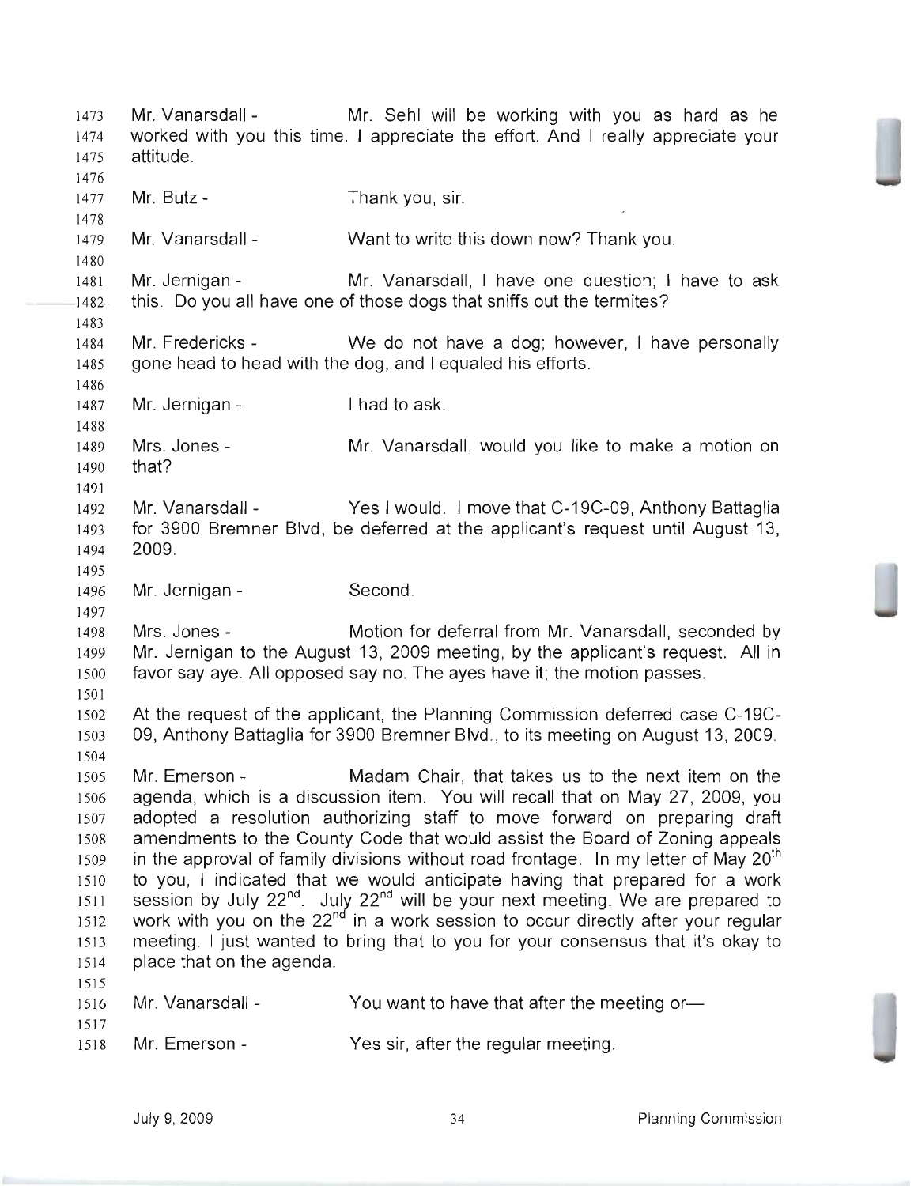Mr. Vanarsdall - Mr. Sehl will be working with you as hard as he worked with you this time. I appreciate the effort. And I really appreciate your attitude.

Mr. Butz - Thank you, sir.

Mr. Vanarsdall - Want to write this down now? Thank you.

Mr. Jernigan - Mr. Vanarsdall, I have one question; I have to ask this. Do you all have one of those dogs that sniffs out the termites?

Mr. Fredericks - We do not have a dog; however, I have personally gone head to head with the dog, and I equaled his efforts.

Mr. Jernigan - I had to ask.

Mrs. Jones - Mr. Vanarsdall, would you like to make a motion on that?

Mr. Vanarsdall - Yes I would. I move that C-19C-09, Anthony Battaglia for 3900 Bremner Blvd, be deferred at the applicant's request until August 13, 2009.

Mr. Jernigan - Second.

Mrs. Jones - Motion for deferral from Mr. Vanarsdall, seconded by Mr. Jernigan to the August 13, 2009 meeting, by the applicant's request. All in favor say aye. All opposed say no. The ayes have it; the motion passes.

At the request of the applicant, the Planning Commission deferred case C-19C-09, Anthony Battaglia for 3900 Bremner Blvd., to its meeting on August 13, 2009.

Mr. Emerson - Madam Chair, that takes us to the next item on the agenda, which is a discussion item. You will recall that on May 27, 2009, you adopted a resolution authorizing staff to move forward on preparing draft amendments to the County Code that would assist the Board of Zoning appeals in the approval of family divisions without road frontage. In my letter of May 20th to you, I indicated that we would anticipate having that prepared for a work session by July 22nd. July 22nd will be your next meeting. We are prepared to work with you on the 22nd in a work session to occur directly after your regular meeting. I just wanted to bring that to you for your consensus that it's okay to place that on the agenda.

Mr. Vanarsdall - You want to have that after the meeting or—

Mr. Emerson - Yes sir, after the regular meeting.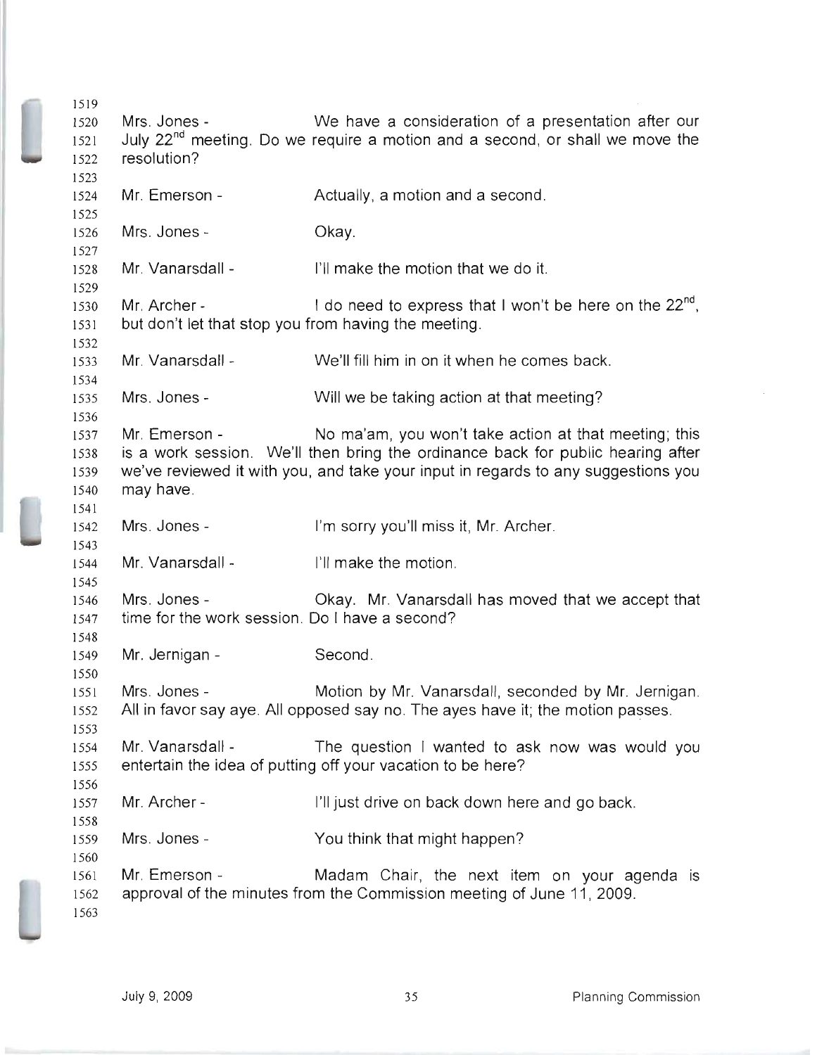Mrs. Jones - We have a consideration of a presentation after our July 22nd meeting. Do we require a motion and a second, or shall we move the resolution?

Mr. Emerson - Actually, a motion and a second.

Mrs. Jones - Okay.

Mr. Vanarsdall - I'll make the motion that we do it.

Mr. Archer - I do need to express that I won't be here on the 22nd, but don't let that stop you from having the meeting.

Mr. Vanarsdall - We'll fill him in on it when he comes back.

Mrs. Jones - Will we be taking action at that meeting?

Mr. Emerson - No ma'am, you won't take action at that meeting; this is a work session. We'll then bring the ordinance back for public hearing after we've reviewed it with you, and take your input in regards to any suggestions you may have.

Mrs. Jones - I'm sorry you'll miss it, Mr. Archer.

Mr. Vanarsdall - I'll make the motion.

Mrs. Jones - Okay. Mr. Vanarsdall has moved that we accept that time for the work session. Do I have a second?

Mr. Jernigan - Second.

Mrs. Jones - Motion by Mr. Vanarsdall, seconded by Mr. Jernigan. All in favor say aye. All opposed say no. The ayes have it; the motion passes.

Mr. Vanarsdall - The question I wanted to ask now was would you entertain the idea of putting off your vacation to be here?

Mr. Archer - I'll just drive on back down here and go back.

Mrs. Jones - You think that might happen?

Mr. Emerson - Madam Chair, the next item on your agenda is approval of the minutes from the Commission meeting of June 11, 2009.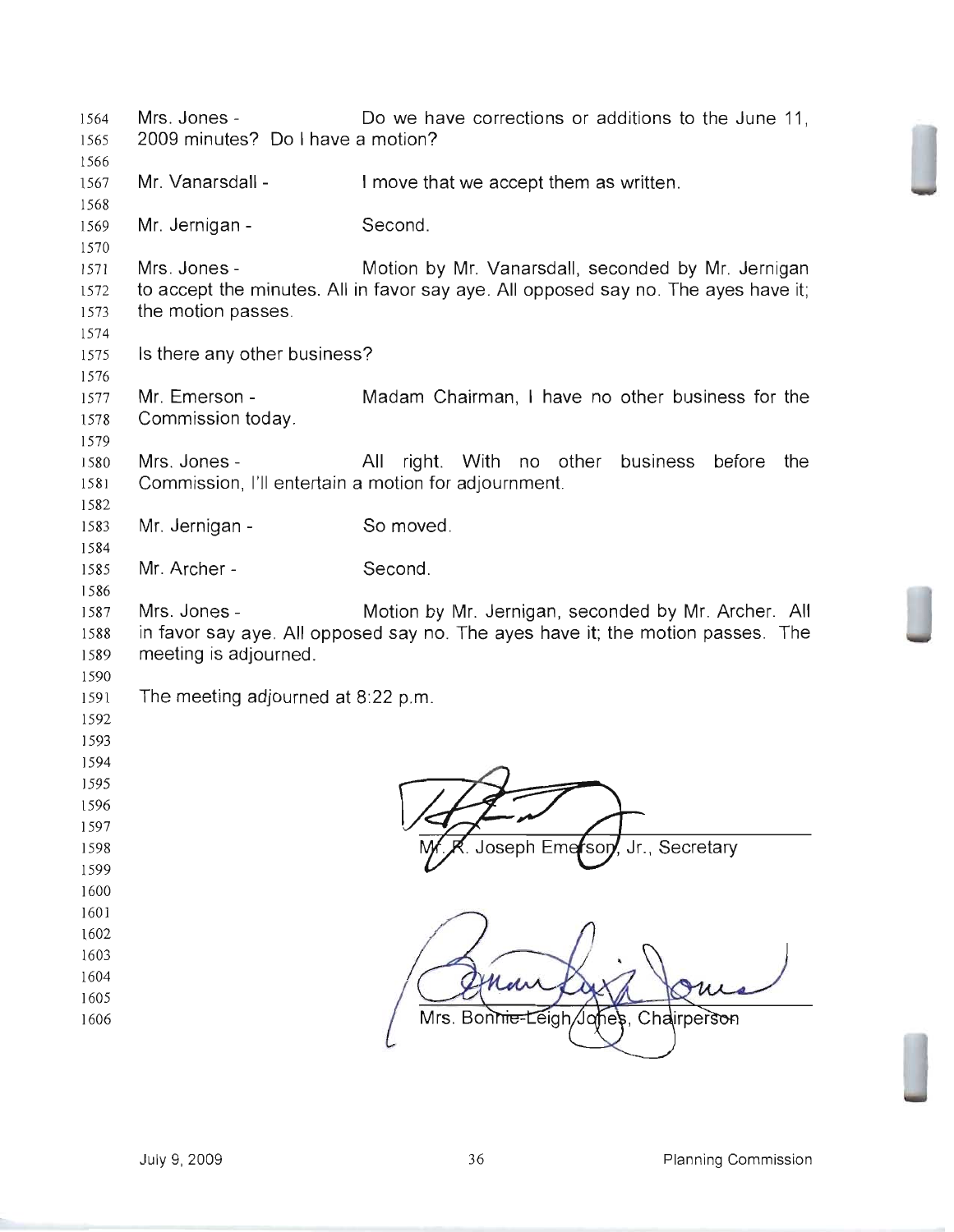Mrs. Jones - Do we have corrections or additions to the June 11, 2009 minutes? Do I have a motion?

Mr. Vanarsdall - I move that we accept them as written.

Mr. Jernigan - Second.

Mrs. Jones - Motion by Mr. Vanarsdall, seconded by Mr. Jernigan to accept the minutes. All in favor say aye. All opposed say no. The ayes have it; the motion passes.

Is there any other business?

Mr. Emerson - Madam Chairman, I have no other business for the Commission today.

Mrs. Jones - All right. With no other business before the Commission, I'll entertain a motion for adjournment.

Mr. Jernigan - So moved.

Mr. Archer - Second.

Mrs. Jones - Motion by Mr. Jernigan, seconded by Mr. Archer. All in favor say aye. All opposed say no. The ayes have it; the motion passes. The meeting is adjourned.

The meeting adjourned at 8:22 p.m.

Mr. R. Joseph Emerson, Jr., Secretary

Mrs. Bonnie-Leigh Jones, Chairperson